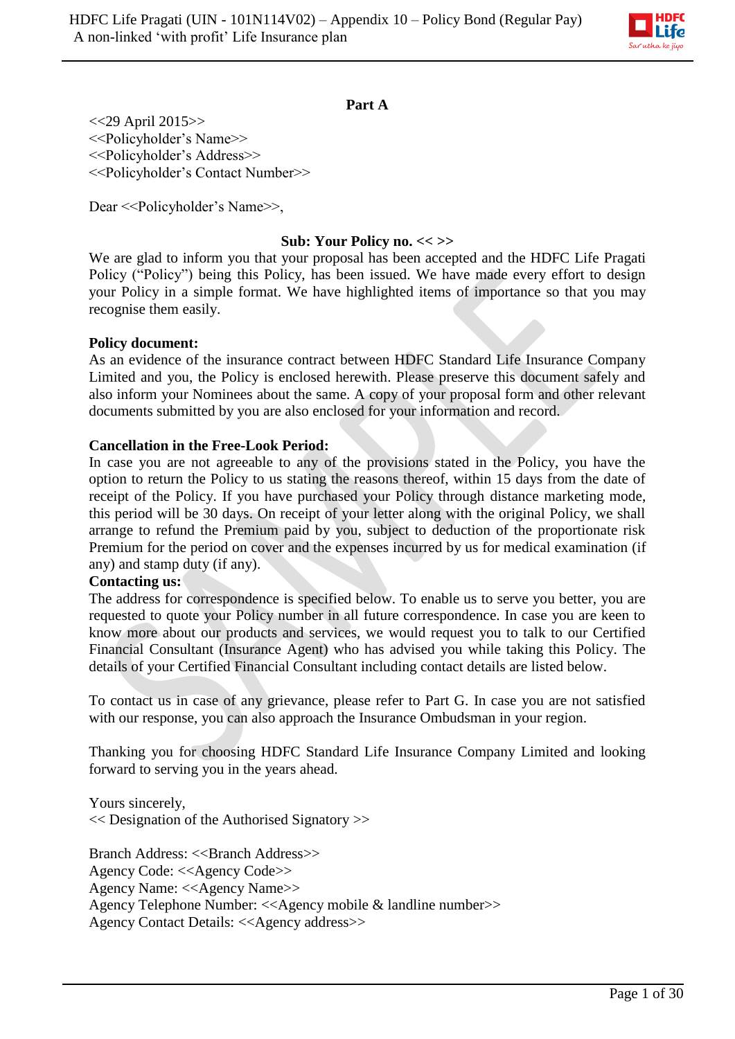## Part A

<<29 April 2015>>
<<Policyholder's Name>>
<<Policyholder's Address>>
<<Policyholder's Contact Number>>

Dear <<Policyholder's Name>>,

**Sub: Your Policy no. << >>**

We are glad to inform you that your proposal has been accepted and the HDFC Life Pragati Policy ("Policy") being this Policy, has been issued. We have made every effort to design your Policy in a simple format. We have highlighted items of importance so that you may recognise them easily.

**Policy document:**

As an evidence of the insurance contract between HDFC Standard Life Insurance Company Limited and you, the Policy is enclosed herewith. Please preserve this document safely and also inform your Nominees about the same. A copy of your proposal form and other relevant documents submitted by you are also enclosed for your information and record.

**Cancellation in the Free-Look Period:**

In case you are not agreeable to any of the provisions stated in the Policy, you have the option to return the Policy to us stating the reasons thereof, within 15 days from the date of receipt of the Policy. If you have purchased your Policy through distance marketing mode, this period will be 30 days. On receipt of your letter along with the original Policy, we shall arrange to refund the Premium paid by you, subject to deduction of the proportionate risk Premium for the period on cover and the expenses incurred by us for medical examination (if any) and stamp duty (if any).

**Contacting us:**

The address for correspondence is specified below. To enable us to serve you better, you are requested to quote your Policy number in all future correspondence. In case you are keen to know more about our products and services, we would request you to talk to our Certified Financial Consultant (Insurance Agent) who has advised you while taking this Policy. The details of your Certified Financial Consultant including contact details are listed below.

To contact us in case of any grievance, please refer to Part G. In case you are not satisfied with our response, you can also approach the Insurance Ombudsman in your region.

Thanking you for choosing HDFC Standard Life Insurance Company Limited and looking forward to serving you in the years ahead.

Yours sincerely,
<< Designation of the Authorised Signatory >>

Branch Address: <<Branch Address>>
Agency Code: <<Agency Code>>
Agency Name: <<Agency Name>>
Agency Telephone Number: <<Agency mobile & landline number>>
Agency Contact Details: <<Agency address>>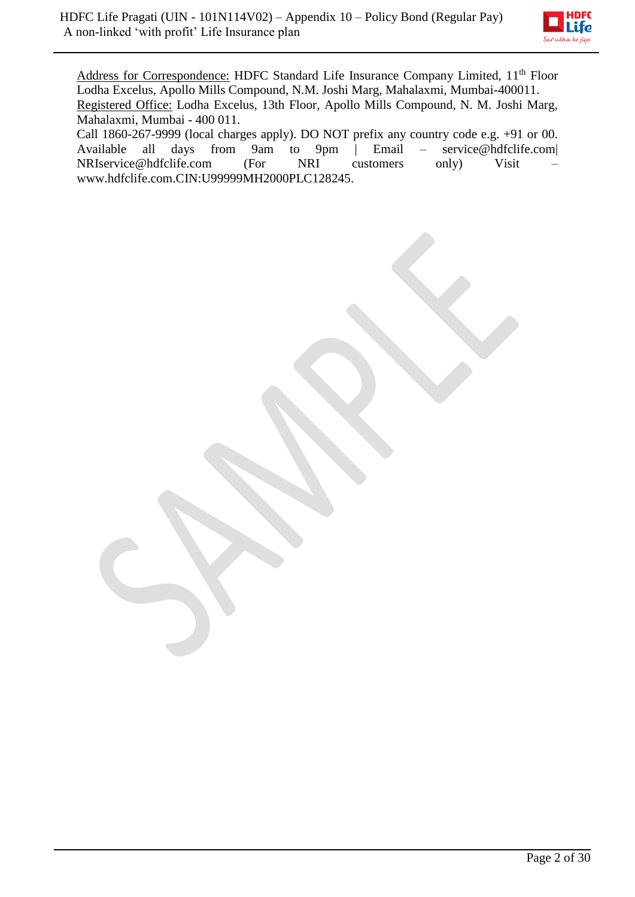<u>Address for Correspondence:</u> HDFC Standard Life Insurance Company Limited, 11th Floor Lodha Excelus, Apollo Mills Compound, N.M. Joshi Marg, Mahalaxmi, Mumbai-400011.
<u>Registered Office:</u> Lodha Excelus, 13th Floor, Apollo Mills Compound, N. M. Joshi Marg, Mahalaxmi, Mumbai - 400 011.
Call 1860-267-9999 (local charges apply). DO NOT prefix any country code e.g. +91 or 00. Available all days from 9am to 9pm | Email – service@hdfclife.com| NRIservice@hdfclife.com (For NRI customers only) Visit – www.hdfclife.com.CIN:U99999MH2000PLC128245.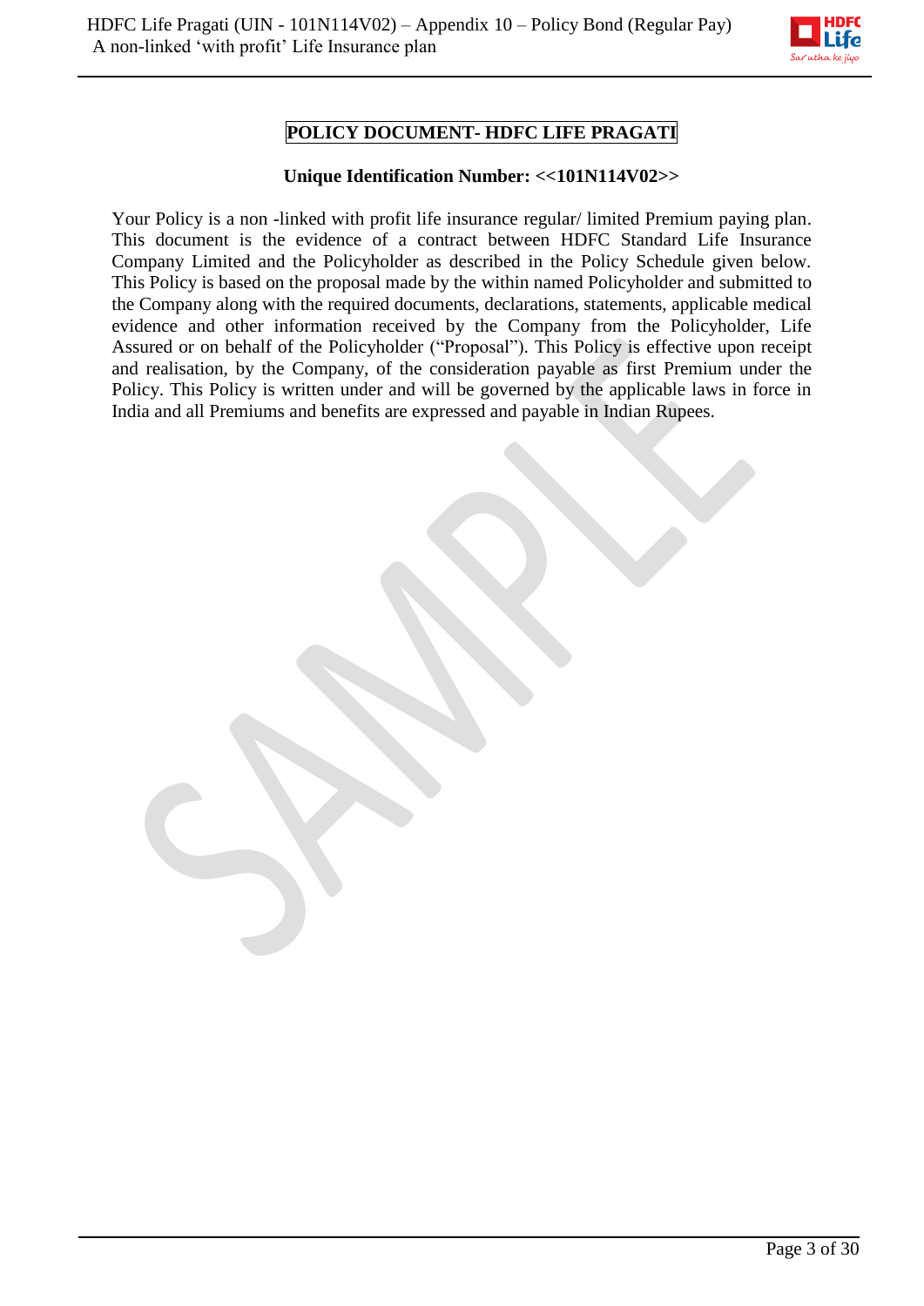# POLICY DOCUMENT- HDFC LIFE PRAGATI

**Unique Identification Number: <<101N114V02>>**

Your Policy is a non -linked with profit life insurance regular/ limited Premium paying plan. This document is the evidence of a contract between HDFC Standard Life Insurance Company Limited and the Policyholder as described in the Policy Schedule given below. This Policy is based on the proposal made by the within named Policyholder and submitted to the Company along with the required documents, declarations, statements, applicable medical evidence and other information received by the Company from the Policyholder, Life Assured or on behalf of the Policyholder ("Proposal"). This Policy is effective upon receipt and realisation, by the Company, of the consideration payable as first Premium under the Policy. This Policy is written under and will be governed by the applicable laws in force in India and all Premiums and benefits are expressed and payable in Indian Rupees.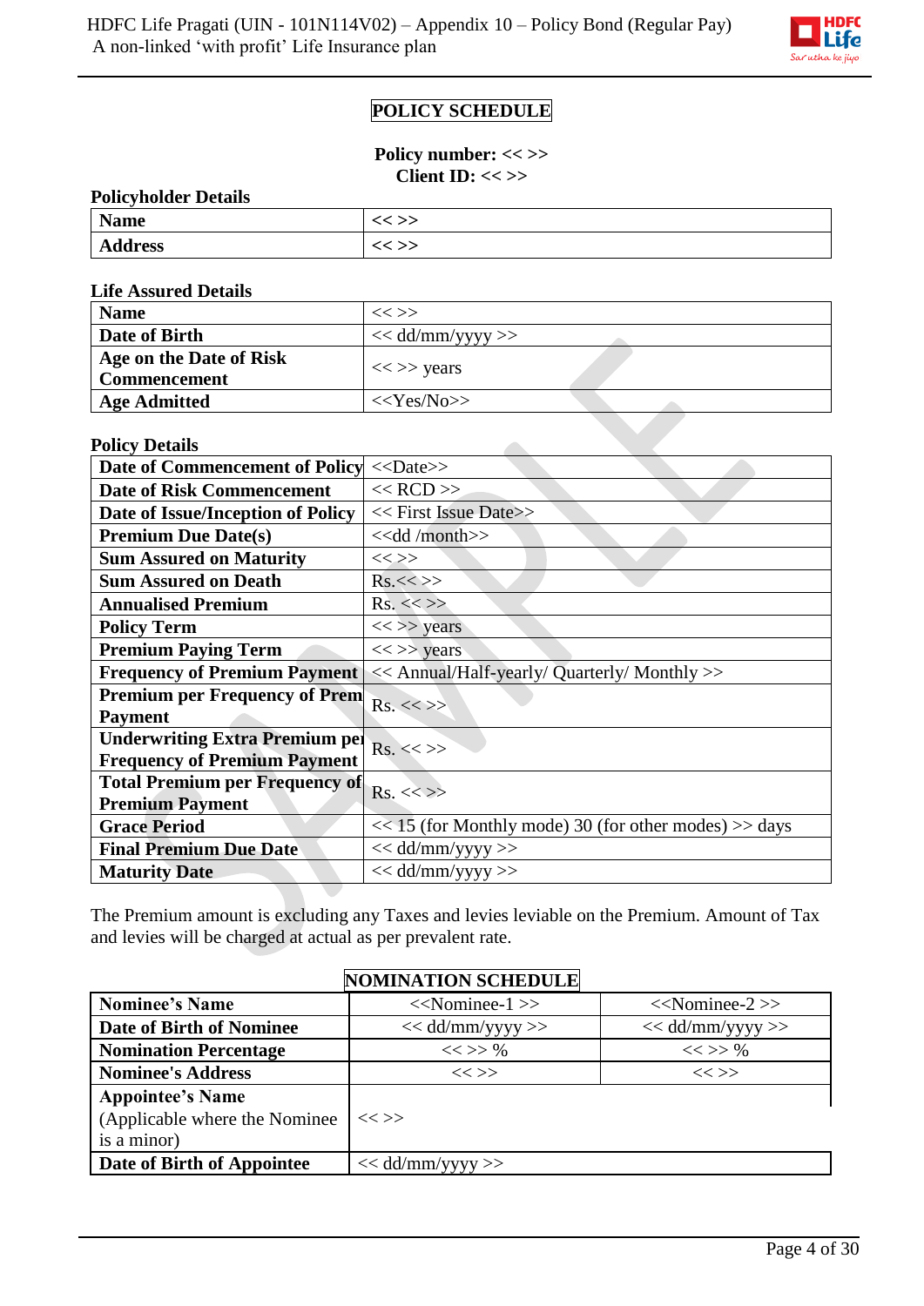# POLICY SCHEDULE

**Policy number: << >>**
**Client ID: << >>**

**Policyholder Details**

| | |
|---|---|
| **Name** | << >> |
| **Address** | << >> |

**Life Assured Details**

| | |
|---|---|
| **Name** | << >> |
| **Date of Birth** | << dd/mm/yyyy >> |
| **Age on the Date of Risk Commencement** | << >> years |
| **Age Admitted** | <<Yes/No>> |

**Policy Details**

| | |
|---|---|
| **Date of Commencement of Policy** | <<Date>> |
| **Date of Risk Commencement** | << RCD >> |
| **Date of Issue/Inception of Policy** | << First Issue Date>> |
| **Premium Due Date(s)** | <<dd /month>> |
| **Sum Assured on Maturity** | << >> |
| **Sum Assured on Death** | Rs.<< >> |
| **Annualised Premium** | Rs. << >> |
| **Policy Term** | << >> years |
| **Premium Paying Term** | << >> years |
| **Frequency of Premium Payment** | << Annual/Half-yearly/ Quarterly/ Monthly >> |
| **Premium per Frequency of Premium Payment** | Rs. << >> |
| **Underwriting Extra Premium per Frequency of Premium Payment** | Rs. << >> |
| **Total Premium per Frequency of Premium Payment** | Rs. << >> |
| **Grace Period** | << 15 (for Monthly mode) 30 (for other modes) >> days |
| **Final Premium Due Date** | << dd/mm/yyyy >> |
| **Maturity Date** | << dd/mm/yyyy >> |

The Premium amount is excluding any Taxes and levies leviable on the Premium. Amount of Tax and levies will be charged at actual as per prevalent rate.

# NOMINATION SCHEDULE

| | | |
|---|---|---|
| **Nominee's Name** | <<Nominee-1 >> | <<Nominee-2 >> |
| **Date of Birth of Nominee** | << dd/mm/yyyy >> | << dd/mm/yyyy >> |
| **Nomination Percentage** | << >> % | << >> % |
| **Nominee's Address** | << >> | << >> |
| **Appointee's Name** (Applicable where the Nominee is a minor) | << >> | |
| **Date of Birth of Appointee** | << dd/mm/yyyy >> | |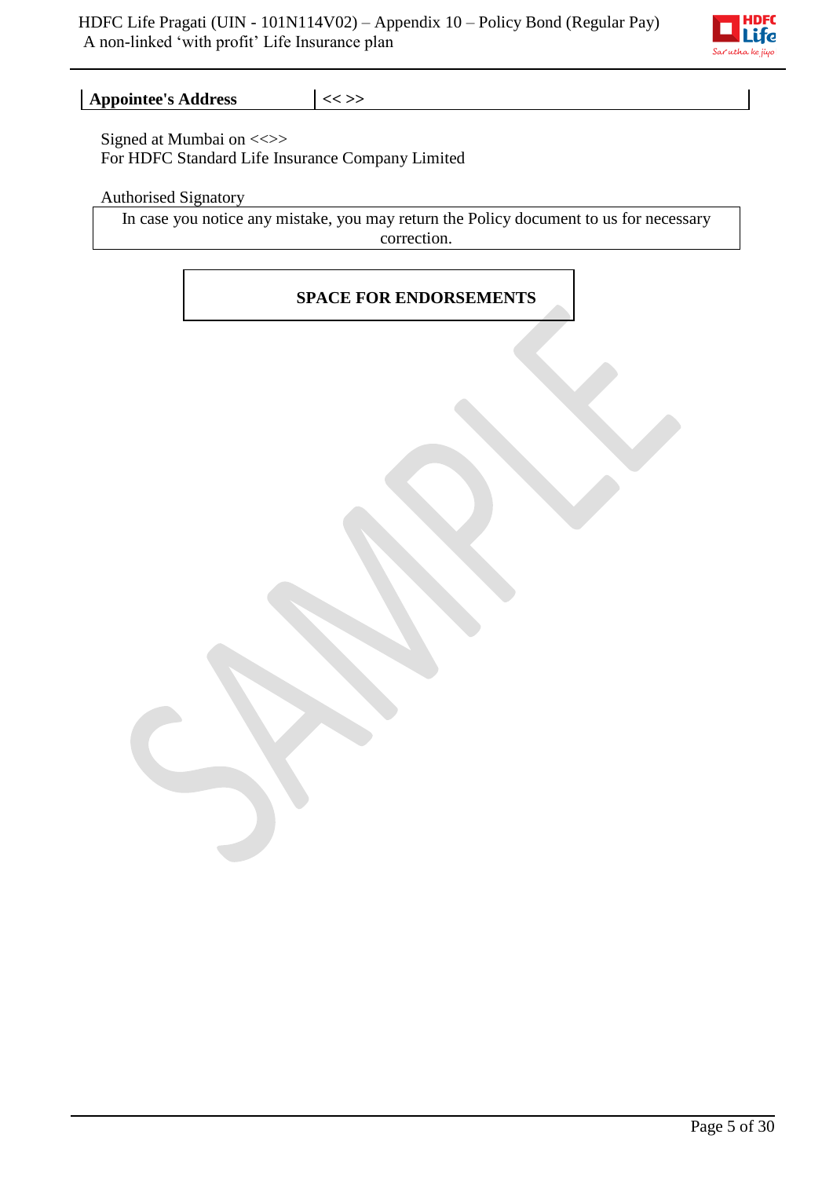| **Appointee's Address** | << >> |
|---|---|

Signed at Mumbai on <<>>
For HDFC Standard Life Insurance Company Limited

Authorised Signatory

In case you notice any mistake, you may return the Policy document to us for necessary correction.

**SPACE FOR ENDORSEMENTS**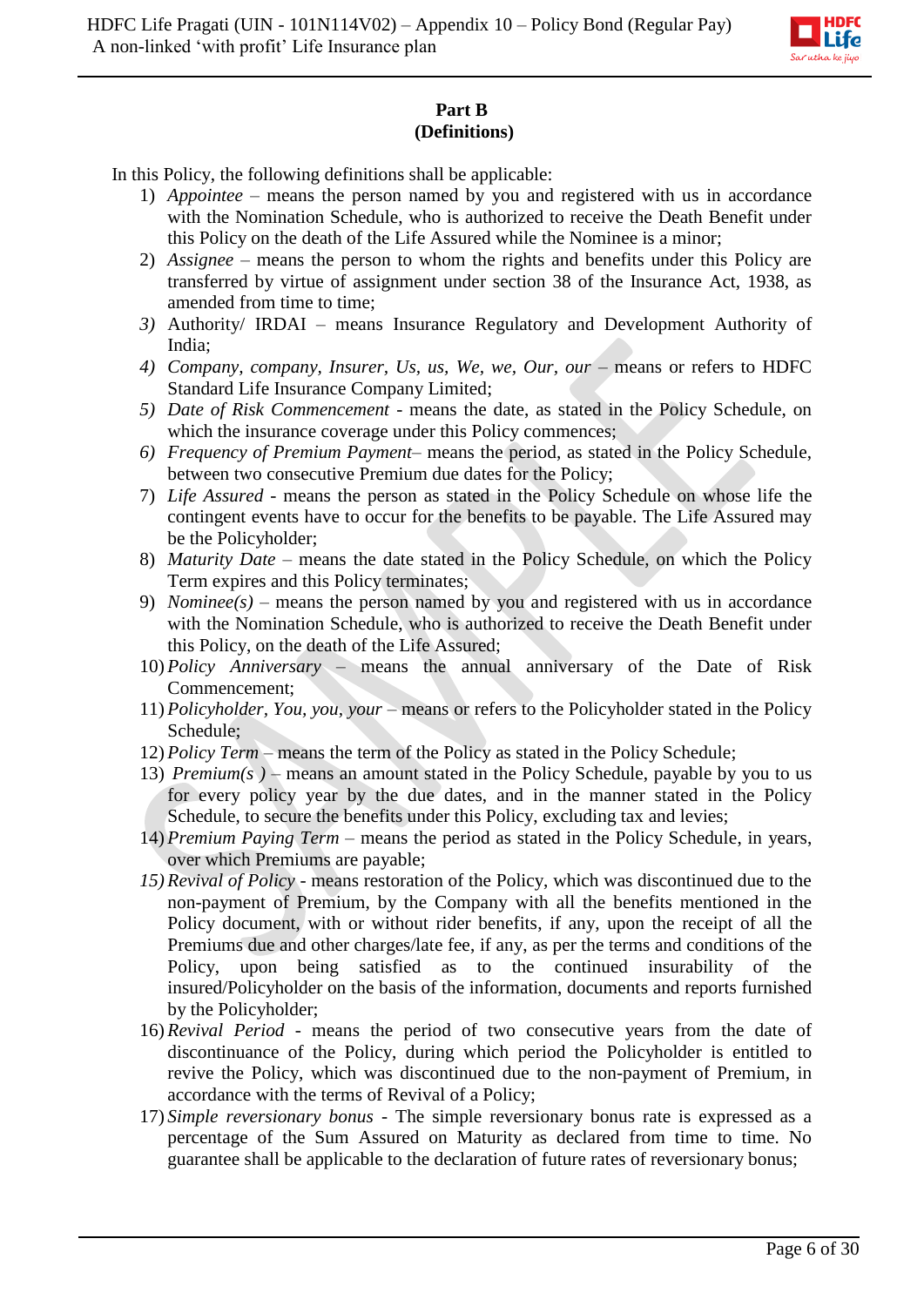**Part B**
**(Definitions)**

In this Policy, the following definitions shall be applicable:

1) *Appointee* – means the person named by you and registered with us in accordance with the Nomination Schedule, who is authorized to receive the Death Benefit under this Policy on the death of the Life Assured while the Nominee is a minor;
2) *Assignee* – means the person to whom the rights and benefits under this Policy are transferred by virtue of assignment under section 38 of the Insurance Act, 1938, as amended from time to time;
3) Authority/ IRDAI – means Insurance Regulatory and Development Authority of India;
4) *Company, company, Insurer, Us, us, We, we, Our, our* – means or refers to HDFC Standard Life Insurance Company Limited;
5) *Date of Risk Commencement* - means the date, as stated in the Policy Schedule, on which the insurance coverage under this Policy commences;
6) *Frequency of Premium Payment*– means the period, as stated in the Policy Schedule, between two consecutive Premium due dates for the Policy;
7) *Life Assured* - means the person as stated in the Policy Schedule on whose life the contingent events have to occur for the benefits to be payable. The Life Assured may be the Policyholder;
8) *Maturity Date* – means the date stated in the Policy Schedule, on which the Policy Term expires and this Policy terminates;
9) *Nominee(s)* – means the person named by you and registered with us in accordance with the Nomination Schedule, who is authorized to receive the Death Benefit under this Policy, on the death of the Life Assured;
10) *Policy Anniversary* – means the annual anniversary of the Date of Risk Commencement;
11) *Policyholder, You, you, your* – means or refers to the Policyholder stated in the Policy Schedule;
12) *Policy Term* – means the term of the Policy as stated in the Policy Schedule;
13) *Premium(s )* – means an amount stated in the Policy Schedule, payable by you to us for every policy year by the due dates, and in the manner stated in the Policy Schedule, to secure the benefits under this Policy, excluding tax and levies;
14) *Premium Paying Term* – means the period as stated in the Policy Schedule, in years, over which Premiums are payable;
15) *Revival of Policy* - means restoration of the Policy, which was discontinued due to the non-payment of Premium, by the Company with all the benefits mentioned in the Policy document, with or without rider benefits, if any, upon the receipt of all the Premiums due and other charges/late fee, if any, as per the terms and conditions of the Policy, upon being satisfied as to the continued insurability of the insured/Policyholder on the basis of the information, documents and reports furnished by the Policyholder;
16) *Revival Period* - means the period of two consecutive years from the date of discontinuance of the Policy, during which period the Policyholder is entitled to revive the Policy, which was discontinued due to the non-payment of Premium, in accordance with the terms of Revival of a Policy;
17) *Simple reversionary bonus* - The simple reversionary bonus rate is expressed as a percentage of the Sum Assured on Maturity as declared from time to time. No guarantee shall be applicable to the declaration of future rates of reversionary bonus;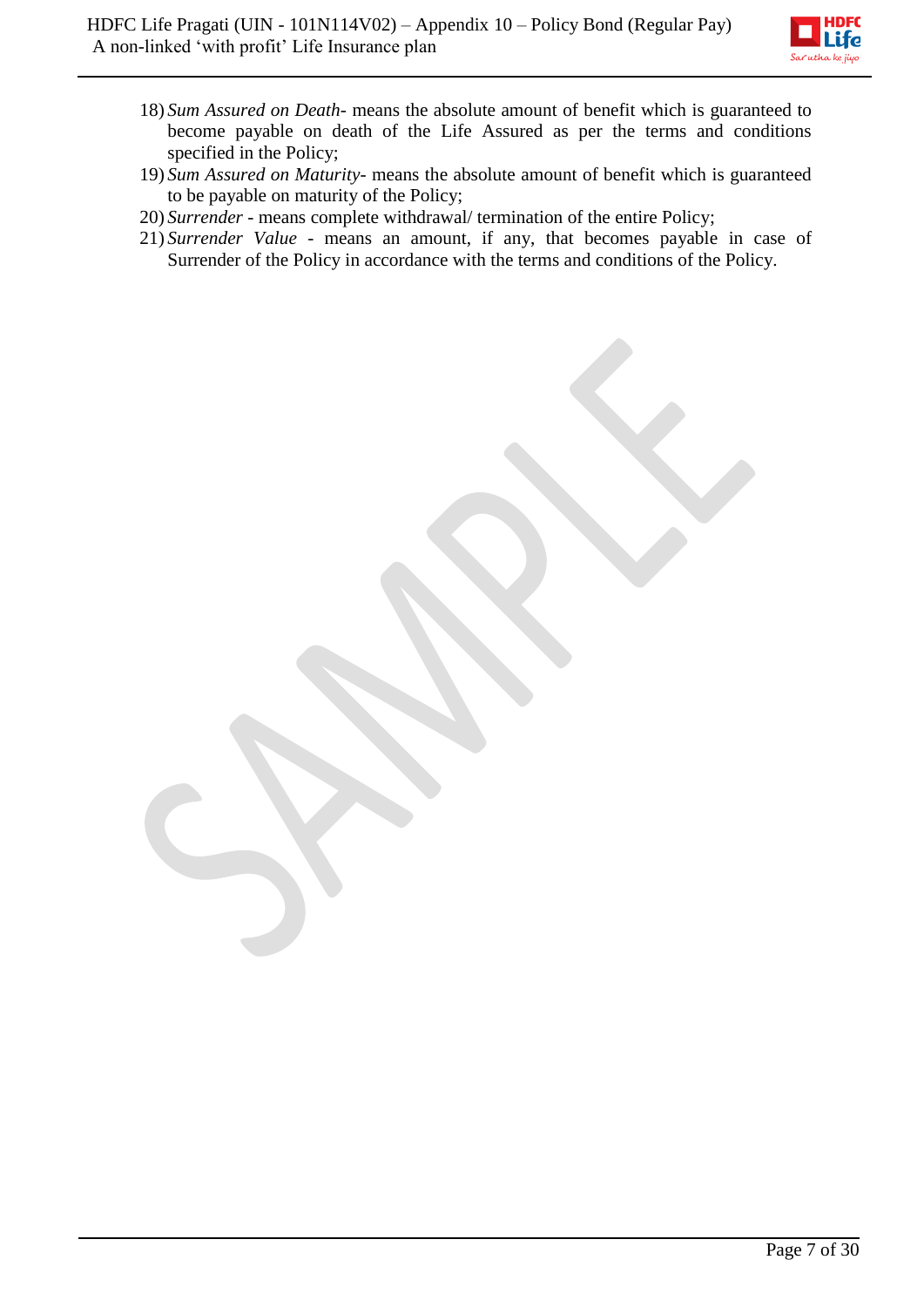18) *Sum Assured on Death*- means the absolute amount of benefit which is guaranteed to become payable on death of the Life Assured as per the terms and conditions specified in the Policy;
19) *Sum Assured on Maturity*- means the absolute amount of benefit which is guaranteed to be payable on maturity of the Policy;
20) *Surrender* - means complete withdrawal/ termination of the entire Policy;
21) *Surrender Value* - means an amount, if any, that becomes payable in case of Surrender of the Policy in accordance with the terms and conditions of the Policy.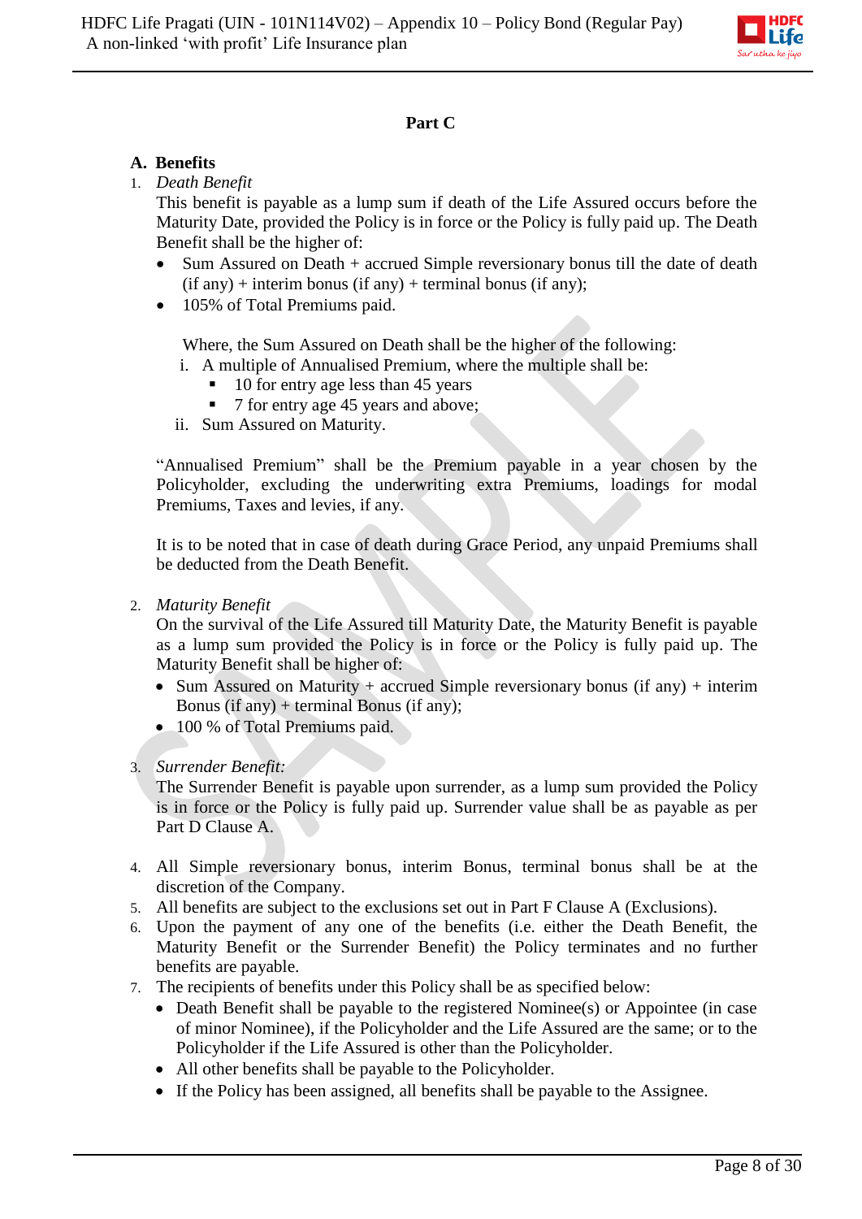## Part C

### A. Benefits

1. *Death Benefit*

   This benefit is payable as a lump sum if death of the Life Assured occurs before the Maturity Date, provided the Policy is in force or the Policy is fully paid up. The Death Benefit shall be the higher of:

   - Sum Assured on Death + accrued Simple reversionary bonus till the date of death (if any) + interim bonus (if any) + terminal bonus (if any);
   - 105% of Total Premiums paid.

     Where, the Sum Assured on Death shall be the higher of the following:

     i. A multiple of Annualised Premium, where the multiple shall be:
        - 10 for entry age less than 45 years
        - 7 for entry age 45 years and above;

     ii. Sum Assured on Maturity.

   "Annualised Premium" shall be the Premium payable in a year chosen by the Policyholder, excluding the underwriting extra Premiums, loadings for modal Premiums, Taxes and levies, if any.

   It is to be noted that in case of death during Grace Period, any unpaid Premiums shall be deducted from the Death Benefit.

2. *Maturity Benefit*

   On the survival of the Life Assured till Maturity Date, the Maturity Benefit is payable as a lump sum provided the Policy is in force or the Policy is fully paid up. The Maturity Benefit shall be higher of:

   - Sum Assured on Maturity + accrued Simple reversionary bonus (if any) + interim Bonus (if any) + terminal Bonus (if any);
   - 100 % of Total Premiums paid.

3. *Surrender Benefit:*

   The Surrender Benefit is payable upon surrender, as a lump sum provided the Policy is in force or the Policy is fully paid up. Surrender value shall be as payable as per Part D Clause A.

4. All Simple reversionary bonus, interim Bonus, terminal bonus shall be at the discretion of the Company.
5. All benefits are subject to the exclusions set out in Part F Clause A (Exclusions).
6. Upon the payment of any one of the benefits (i.e. either the Death Benefit, the Maturity Benefit or the Surrender Benefit) the Policy terminates and no further benefits are payable.
7. The recipients of benefits under this Policy shall be as specified below:
   - Death Benefit shall be payable to the registered Nominee(s) or Appointee (in case of minor Nominee), if the Policyholder and the Life Assured are the same; or to the Policyholder if the Life Assured is other than the Policyholder.
   - All other benefits shall be payable to the Policyholder.
   - If the Policy has been assigned, all benefits shall be payable to the Assignee.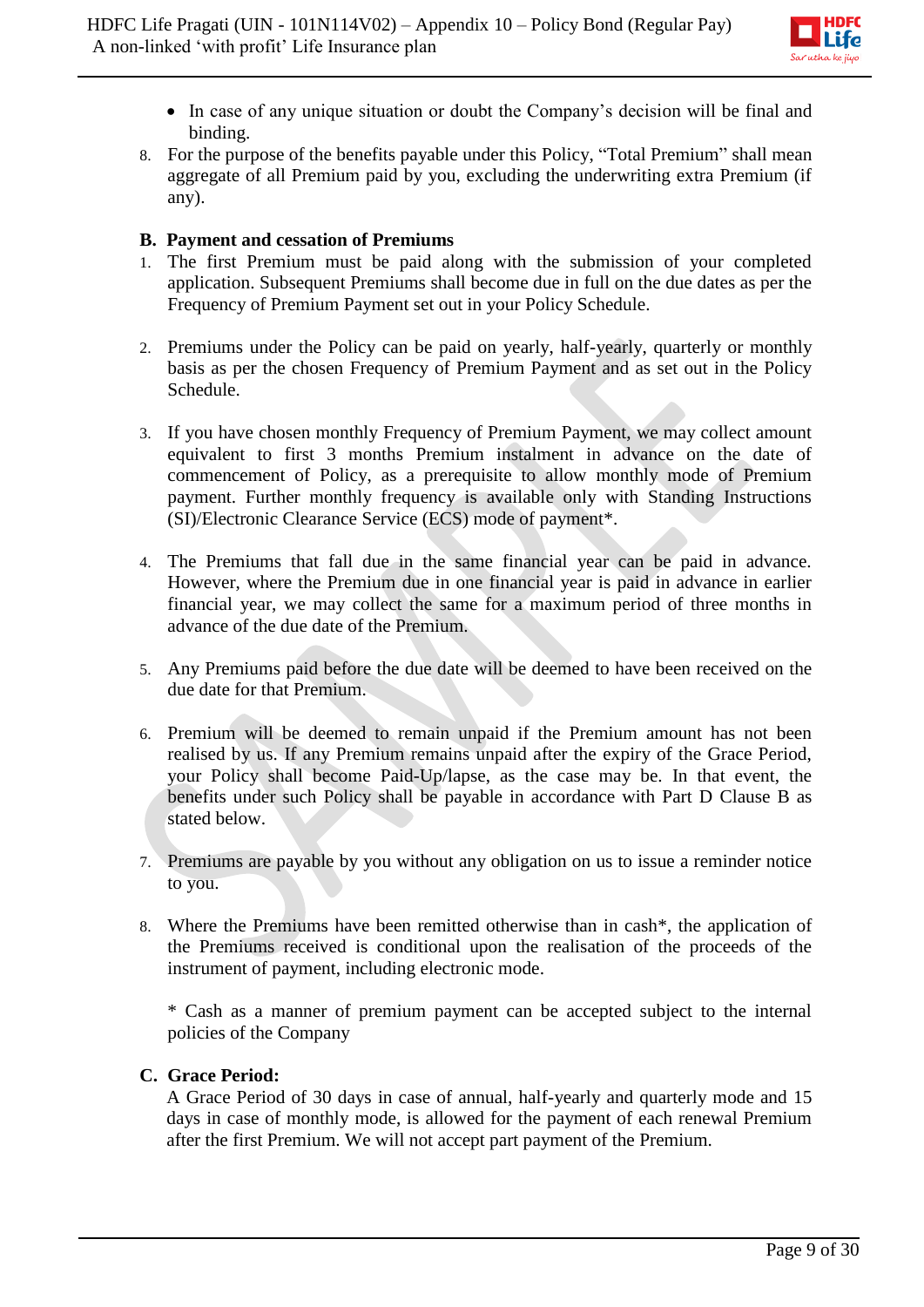- In case of any unique situation or doubt the Company's decision will be final and binding.

8. For the purpose of the benefits payable under this Policy, "Total Premium" shall mean aggregate of all Premium paid by you, excluding the underwriting extra Premium (if any).

**B. Payment and cessation of Premiums**

1. The first Premium must be paid along with the submission of your completed application. Subsequent Premiums shall become due in full on the due dates as per the Frequency of Premium Payment set out in your Policy Schedule.

2. Premiums under the Policy can be paid on yearly, half-yearly, quarterly or monthly basis as per the chosen Frequency of Premium Payment and as set out in the Policy Schedule.

3. If you have chosen monthly Frequency of Premium Payment, we may collect amount equivalent to first 3 months Premium instalment in advance on the date of commencement of Policy, as a prerequisite to allow monthly mode of Premium payment. Further monthly frequency is available only with Standing Instructions (SI)/Electronic Clearance Service (ECS) mode of payment*.

4. The Premiums that fall due in the same financial year can be paid in advance. However, where the Premium due in one financial year is paid in advance in earlier financial year, we may collect the same for a maximum period of three months in advance of the due date of the Premium.

5. Any Premiums paid before the due date will be deemed to have been received on the due date for that Premium.

6. Premium will be deemed to remain unpaid if the Premium amount has not been realised by us. If any Premium remains unpaid after the expiry of the Grace Period, your Policy shall become Paid-Up/lapse, as the case may be. In that event, the benefits under such Policy shall be payable in accordance with Part D Clause B as stated below.

7. Premiums are payable by you without any obligation on us to issue a reminder notice to you.

8. Where the Premiums have been remitted otherwise than in cash*, the application of the Premiums received is conditional upon the realisation of the proceeds of the instrument of payment, including electronic mode.

   * Cash as a manner of premium payment can be accepted subject to the internal policies of the Company

**C. Grace Period:**

A Grace Period of 30 days in case of annual, half-yearly and quarterly mode and 15 days in case of monthly mode, is allowed for the payment of each renewal Premium after the first Premium. We will not accept part payment of the Premium.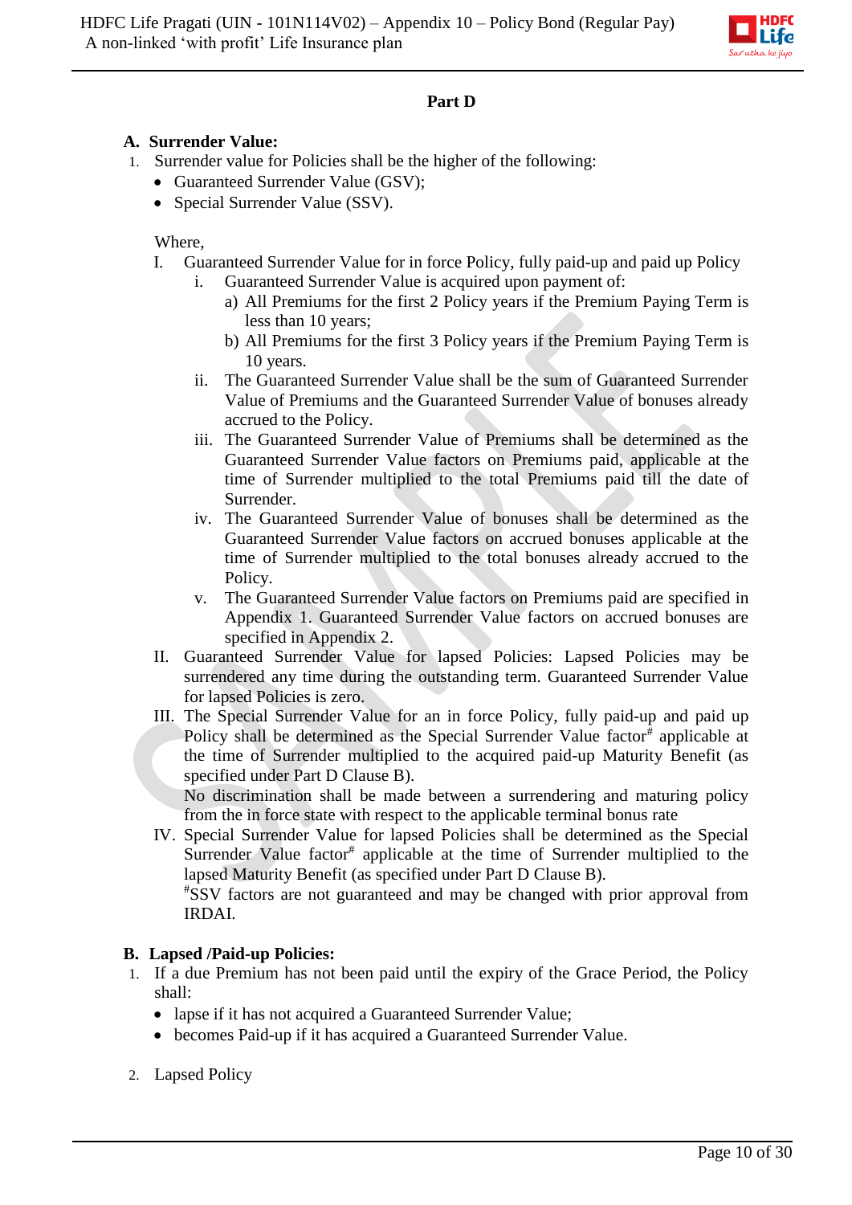## Part D

### A. Surrender Value:

1. Surrender value for Policies shall be the higher of the following:
   - Guaranteed Surrender Value (GSV);
   - Special Surrender Value (SSV).

   Where,

   I. Guaranteed Surrender Value for in force Policy, fully paid-up and paid up Policy
      i. Guaranteed Surrender Value is acquired upon payment of:
         a) All Premiums for the first 2 Policy years if the Premium Paying Term is less than 10 years;
         b) All Premiums for the first 3 Policy years if the Premium Paying Term is 10 years.
      ii. The Guaranteed Surrender Value shall be the sum of Guaranteed Surrender Value of Premiums and the Guaranteed Surrender Value of bonuses already accrued to the Policy.
      iii. The Guaranteed Surrender Value of Premiums shall be determined as the Guaranteed Surrender Value factors on Premiums paid, applicable at the time of Surrender multiplied to the total Premiums paid till the date of Surrender.
      iv. The Guaranteed Surrender Value of bonuses shall be determined as the Guaranteed Surrender Value factors on accrued bonuses applicable at the time of Surrender multiplied to the total bonuses already accrued to the Policy.
      v. The Guaranteed Surrender Value factors on Premiums paid are specified in Appendix 1. Guaranteed Surrender Value factors on accrued bonuses are specified in Appendix 2.

   II. Guaranteed Surrender Value for lapsed Policies: Lapsed Policies may be surrendered any time during the outstanding term. Guaranteed Surrender Value for lapsed Policies is zero.

   III. The Special Surrender Value for an in force Policy, fully paid-up and paid up Policy shall be determined as the Special Surrender Value factor# applicable at the time of Surrender multiplied to the acquired paid-up Maturity Benefit (as specified under Part D Clause B).

      No discrimination shall be made between a surrendering and maturing policy from the in force state with respect to the applicable terminal bonus rate

   IV. Special Surrender Value for lapsed Policies shall be determined as the Special Surrender Value factor# applicable at the time of Surrender multiplied to the lapsed Maturity Benefit (as specified under Part D Clause B).

      #SSV factors are not guaranteed and may be changed with prior approval from IRDAI.

### B. Lapsed /Paid-up Policies:

1. If a due Premium has not been paid until the expiry of the Grace Period, the Policy shall:
   - lapse if it has not acquired a Guaranteed Surrender Value;
   - becomes Paid-up if it has acquired a Guaranteed Surrender Value.

2. Lapsed Policy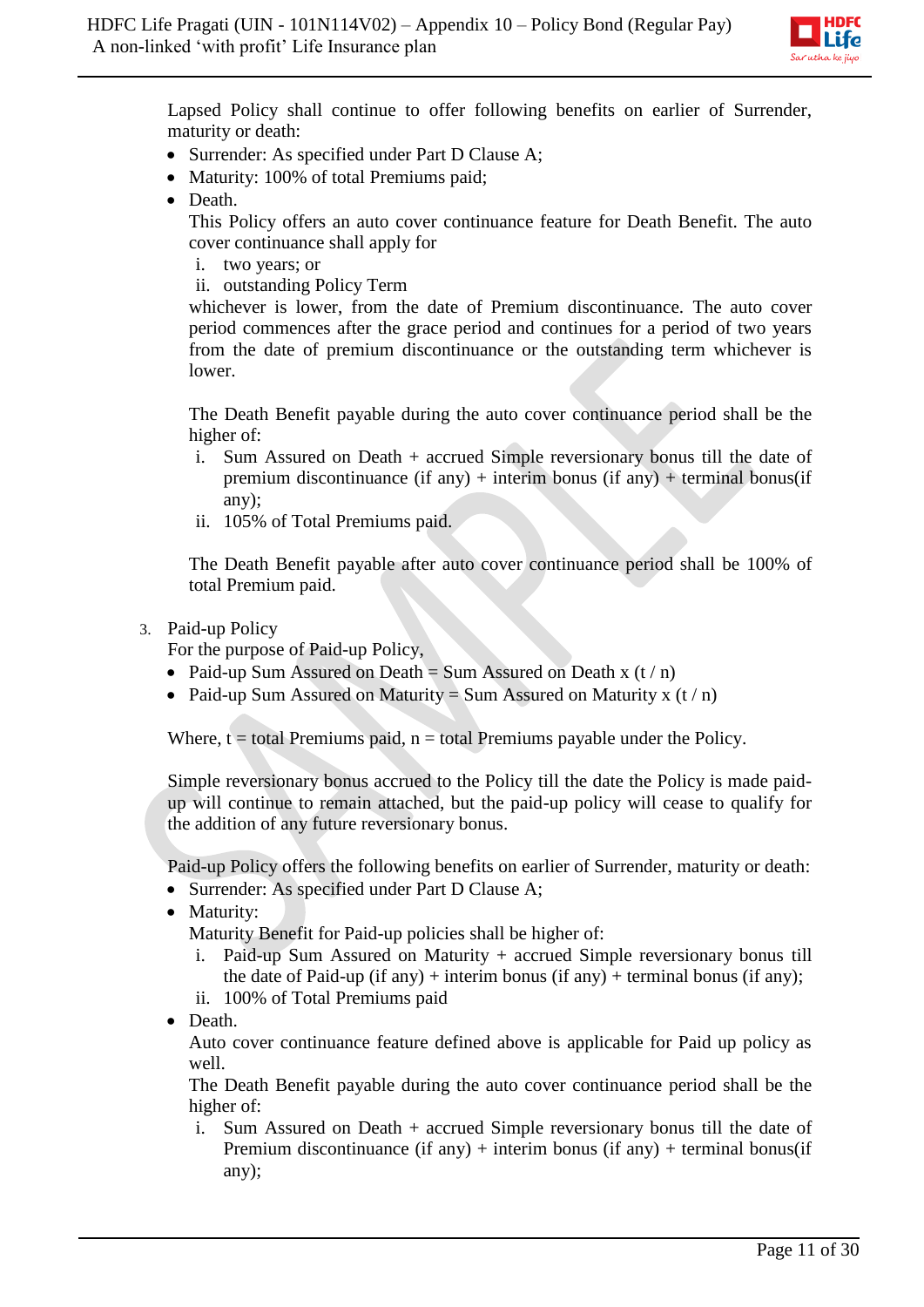Lapsed Policy shall continue to offer following benefits on earlier of Surrender, maturity or death:

- Surrender: As specified under Part D Clause A;
- Maturity: 100% of total Premiums paid;
- Death.

  This Policy offers an auto cover continuance feature for Death Benefit. The auto cover continuance shall apply for

  i. two years; or
  ii. outstanding Policy Term

  whichever is lower, from the date of Premium discontinuance. The auto cover period commences after the grace period and continues for a period of two years from the date of premium discontinuance or the outstanding term whichever is lower.

  The Death Benefit payable during the auto cover continuance period shall be the higher of:

  i. Sum Assured on Death + accrued Simple reversionary bonus till the date of premium discontinuance (if any) + interim bonus (if any) + terminal bonus(if any);
  ii. 105% of Total Premiums paid.

  The Death Benefit payable after auto cover continuance period shall be 100% of total Premium paid.

3. Paid-up Policy

For the purpose of Paid-up Policy,

- Paid-up Sum Assured on Death = Sum Assured on Death x (t / n)
- Paid-up Sum Assured on Maturity = Sum Assured on Maturity x (t / n)

Where, t = total Premiums paid, n = total Premiums payable under the Policy.

Simple reversionary bonus accrued to the Policy till the date the Policy is made paid-up will continue to remain attached, but the paid-up policy will cease to qualify for the addition of any future reversionary bonus.

Paid-up Policy offers the following benefits on earlier of Surrender, maturity or death:

- Surrender: As specified under Part D Clause A;
- Maturity:

  Maturity Benefit for Paid-up policies shall be higher of:

  i. Paid-up Sum Assured on Maturity + accrued Simple reversionary bonus till the date of Paid-up (if any) + interim bonus (if any) + terminal bonus (if any);
  ii. 100% of Total Premiums paid
- Death.

  Auto cover continuance feature defined above is applicable for Paid up policy as well.

  The Death Benefit payable during the auto cover continuance period shall be the higher of:

  i. Sum Assured on Death + accrued Simple reversionary bonus till the date of Premium discontinuance (if any) + interim bonus (if any) + terminal bonus(if any);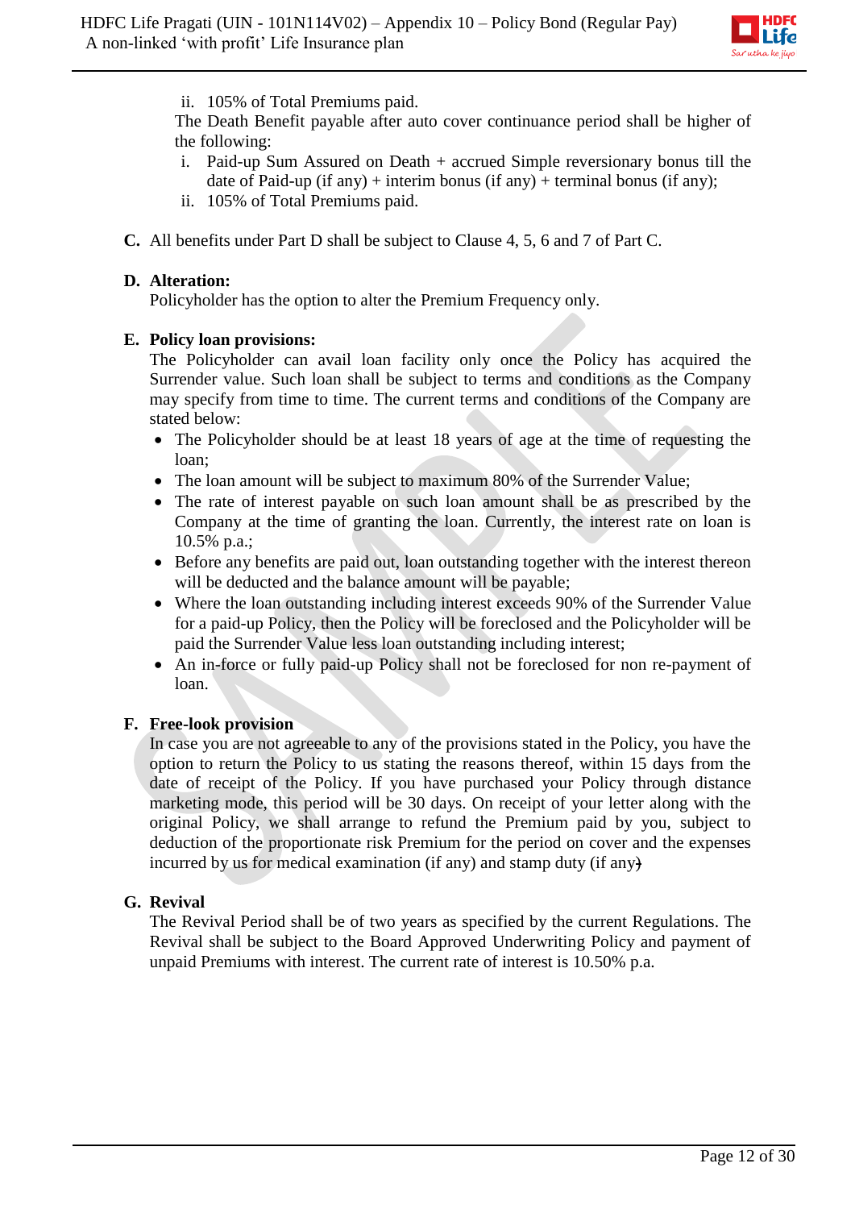ii. 105% of Total Premiums paid.

The Death Benefit payable after auto cover continuance period shall be higher of the following:

i. Paid-up Sum Assured on Death + accrued Simple reversionary bonus till the date of Paid-up (if any) + interim bonus (if any) + terminal bonus (if any);

ii. 105% of Total Premiums paid.

**C.** All benefits under Part D shall be subject to Clause 4, 5, 6 and 7 of Part C.

**D. Alteration:**

Policyholder has the option to alter the Premium Frequency only.

**E. Policy loan provisions:**

The Policyholder can avail loan facility only once the Policy has acquired the Surrender value. Such loan shall be subject to terms and conditions as the Company may specify from time to time. The current terms and conditions of the Company are stated below:

- The Policyholder should be at least 18 years of age at the time of requesting the loan;
- The loan amount will be subject to maximum 80% of the Surrender Value;
- The rate of interest payable on such loan amount shall be as prescribed by the Company at the time of granting the loan. Currently, the interest rate on loan is 10.5% p.a.;
- Before any benefits are paid out, loan outstanding together with the interest thereon will be deducted and the balance amount will be payable;
- Where the loan outstanding including interest exceeds 90% of the Surrender Value for a paid-up Policy, then the Policy will be foreclosed and the Policyholder will be paid the Surrender Value less loan outstanding including interest;
- An in-force or fully paid-up Policy shall not be foreclosed for non re-payment of loan.

**F. Free-look provision**

In case you are not agreeable to any of the provisions stated in the Policy, you have the option to return the Policy to us stating the reasons thereof, within 15 days from the date of receipt of the Policy. If you have purchased your Policy through distance marketing mode, this period will be 30 days. On receipt of your letter along with the original Policy, we shall arrange to refund the Premium paid by you, subject to deduction of the proportionate risk Premium for the period on cover and the expenses incurred by us for medical examination (if any) and stamp duty (if any)

**G. Revival**

The Revival Period shall be of two years as specified by the current Regulations. The Revival shall be subject to the Board Approved Underwriting Policy and payment of unpaid Premiums with interest. The current rate of interest is 10.50% p.a.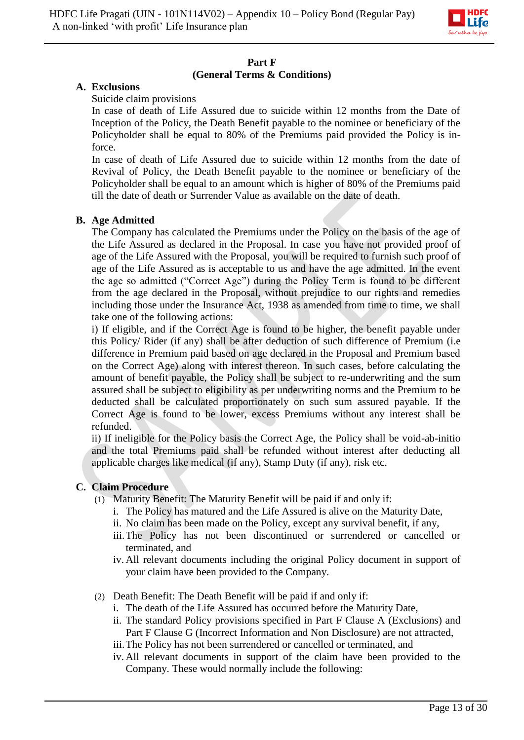## Part F
## (General Terms & Conditions)

**A. Exclusions**

Suicide claim provisions

In case of death of Life Assured due to suicide within 12 months from the Date of Inception of the Policy, the Death Benefit payable to the nominee or beneficiary of the Policyholder shall be equal to 80% of the Premiums paid provided the Policy is in-force.

In case of death of Life Assured due to suicide within 12 months from the date of Revival of Policy, the Death Benefit payable to the nominee or beneficiary of the Policyholder shall be equal to an amount which is higher of 80% of the Premiums paid till the date of death or Surrender Value as available on the date of death.

**B. Age Admitted**

The Company has calculated the Premiums under the Policy on the basis of the age of the Life Assured as declared in the Proposal. In case you have not provided proof of age of the Life Assured with the Proposal, you will be required to furnish such proof of age of the Life Assured as is acceptable to us and have the age admitted. In the event the age so admitted ("Correct Age") during the Policy Term is found to be different from the age declared in the Proposal, without prejudice to our rights and remedies including those under the Insurance Act, 1938 as amended from time to time, we shall take one of the following actions:

i) If eligible, and if the Correct Age is found to be higher, the benefit payable under this Policy/ Rider (if any) shall be after deduction of such difference of Premium (i.e difference in Premium paid based on age declared in the Proposal and Premium based on the Correct Age) along with interest thereon. In such cases, before calculating the amount of benefit payable, the Policy shall be subject to re-underwriting and the sum assured shall be subject to eligibility as per underwriting norms and the Premium to be deducted shall be calculated proportionately on such sum assured payable. If the Correct Age is found to be lower, excess Premiums without any interest shall be refunded.

ii) If ineligible for the Policy basis the Correct Age, the Policy shall be void-ab-initio and the total Premiums paid shall be refunded without interest after deducting all applicable charges like medical (if any), Stamp Duty (if any), risk etc.

**C. Claim Procedure**

(1) Maturity Benefit: The Maturity Benefit will be paid if and only if:

i. The Policy has matured and the Life Assured is alive on the Maturity Date,
ii. No claim has been made on the Policy, except any survival benefit, if any,
iii. The Policy has not been discontinued or surrendered or cancelled or terminated, and
iv. All relevant documents including the original Policy document in support of your claim have been provided to the Company.

(2) Death Benefit: The Death Benefit will be paid if and only if:

i. The death of the Life Assured has occurred before the Maturity Date,
ii. The standard Policy provisions specified in Part F Clause A (Exclusions) and Part F Clause G (Incorrect Information and Non Disclosure) are not attracted,
iii. The Policy has not been surrendered or cancelled or terminated, and
iv. All relevant documents in support of the claim have been provided to the Company. These would normally include the following: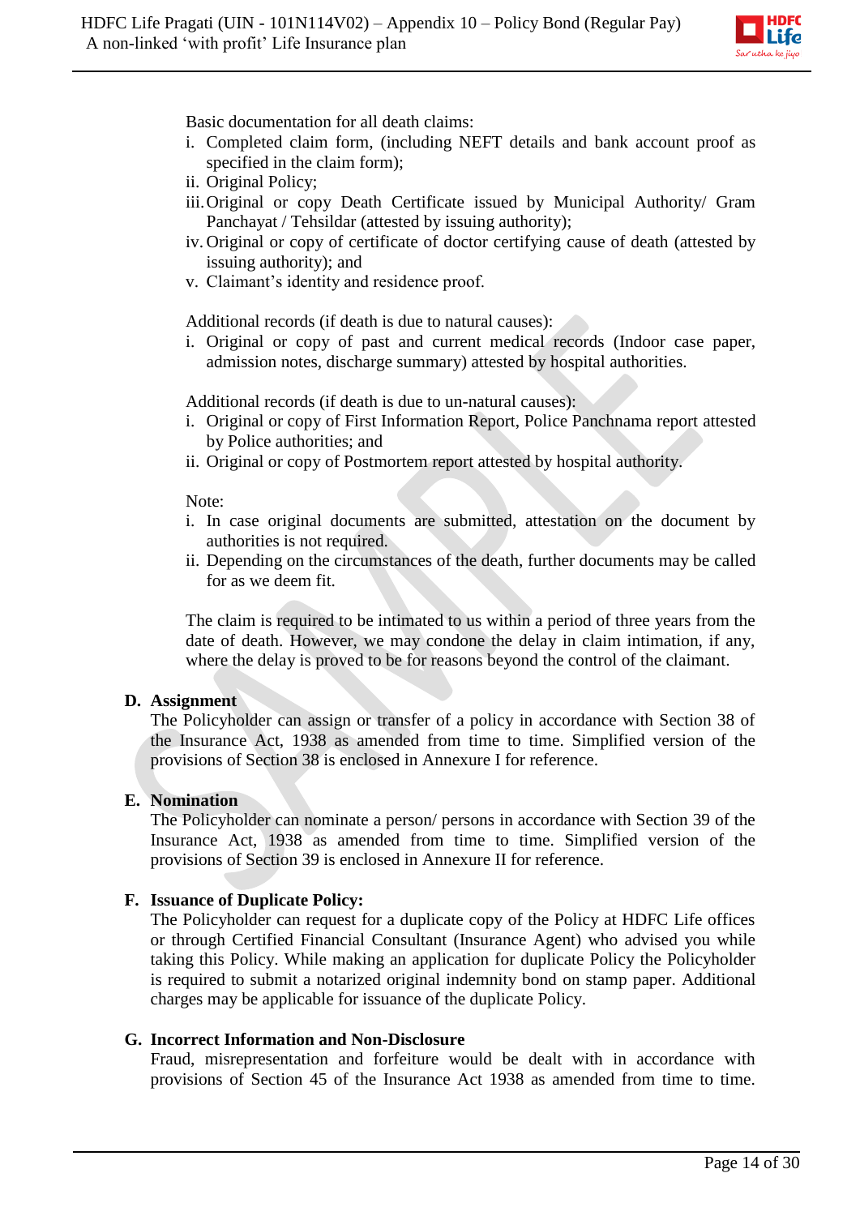Basic documentation for all death claims:

i. Completed claim form, (including NEFT details and bank account proof as specified in the claim form);
ii. Original Policy;
iii. Original or copy Death Certificate issued by Municipal Authority/ Gram Panchayat / Tehsildar (attested by issuing authority);
iv. Original or copy of certificate of doctor certifying cause of death (attested by issuing authority); and
v. Claimant's identity and residence proof.

Additional records (if death is due to natural causes):

i. Original or copy of past and current medical records (Indoor case paper, admission notes, discharge summary) attested by hospital authorities.

Additional records (if death is due to un-natural causes):

i. Original or copy of First Information Report, Police Panchnama report attested by Police authorities; and
ii. Original or copy of Postmortem report attested by hospital authority.

Note:

i. In case original documents are submitted, attestation on the document by authorities is not required.
ii. Depending on the circumstances of the death, further documents may be called for as we deem fit.

The claim is required to be intimated to us within a period of three years from the date of death. However, we may condone the delay in claim intimation, if any, where the delay is proved to be for reasons beyond the control of the claimant.

**D. Assignment**

The Policyholder can assign or transfer of a policy in accordance with Section 38 of the Insurance Act, 1938 as amended from time to time. Simplified version of the provisions of Section 38 is enclosed in Annexure I for reference.

**E. Nomination**

The Policyholder can nominate a person/ persons in accordance with Section 39 of the Insurance Act, 1938 as amended from time to time. Simplified version of the provisions of Section 39 is enclosed in Annexure II for reference.

**F. Issuance of Duplicate Policy:**

The Policyholder can request for a duplicate copy of the Policy at HDFC Life offices or through Certified Financial Consultant (Insurance Agent) who advised you while taking this Policy. While making an application for duplicate Policy the Policyholder is required to submit a notarized original indemnity bond on stamp paper. Additional charges may be applicable for issuance of the duplicate Policy.

**G. Incorrect Information and Non-Disclosure**

Fraud, misrepresentation and forfeiture would be dealt with in accordance with provisions of Section 45 of the Insurance Act 1938 as amended from time to time.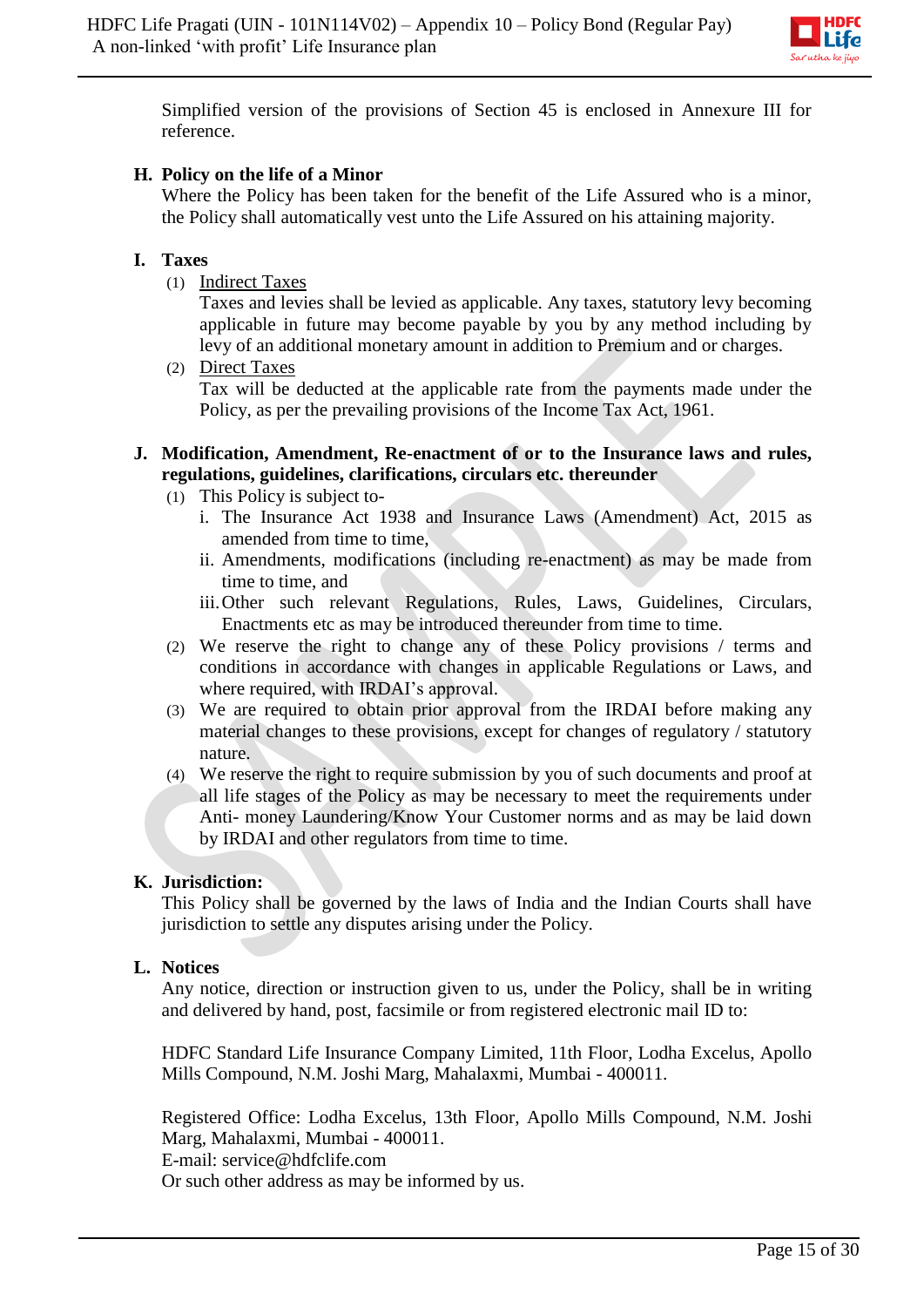Simplified version of the provisions of Section 45 is enclosed in Annexure III for reference.

**H. Policy on the life of a Minor**

Where the Policy has been taken for the benefit of the Life Assured who is a minor, the Policy shall automatically vest unto the Life Assured on his attaining majority.

**I. Taxes**

(1) Indirect Taxes

Taxes and levies shall be levied as applicable. Any taxes, statutory levy becoming applicable in future may become payable by you by any method including by levy of an additional monetary amount in addition to Premium and or charges.

(2) Direct Taxes

Tax will be deducted at the applicable rate from the payments made under the Policy, as per the prevailing provisions of the Income Tax Act, 1961.

**J. Modification, Amendment, Re-enactment of or to the Insurance laws and rules, regulations, guidelines, clarifications, circulars etc. thereunder**

(1) This Policy is subject to-

i. The Insurance Act 1938 and Insurance Laws (Amendment) Act, 2015 as amended from time to time,

ii. Amendments, modifications (including re-enactment) as may be made from time to time, and

iii. Other such relevant Regulations, Rules, Laws, Guidelines, Circulars, Enactments etc as may be introduced thereunder from time to time.

(2) We reserve the right to change any of these Policy provisions / terms and conditions in accordance with changes in applicable Regulations or Laws, and where required, with IRDAI's approval.

(3) We are required to obtain prior approval from the IRDAI before making any material changes to these provisions, except for changes of regulatory / statutory nature.

(4) We reserve the right to require submission by you of such documents and proof at all life stages of the Policy as may be necessary to meet the requirements under Anti- money Laundering/Know Your Customer norms and as may be laid down by IRDAI and other regulators from time to time.

**K. Jurisdiction:**

This Policy shall be governed by the laws of India and the Indian Courts shall have jurisdiction to settle any disputes arising under the Policy.

**L. Notices**

Any notice, direction or instruction given to us, under the Policy, shall be in writing and delivered by hand, post, facsimile or from registered electronic mail ID to:

HDFC Standard Life Insurance Company Limited, 11th Floor, Lodha Excelus, Apollo Mills Compound, N.M. Joshi Marg, Mahalaxmi, Mumbai - 400011.

Registered Office: Lodha Excelus, 13th Floor, Apollo Mills Compound, N.M. Joshi Marg, Mahalaxmi, Mumbai - 400011.
E-mail: service@hdfclife.com
Or such other address as may be informed by us.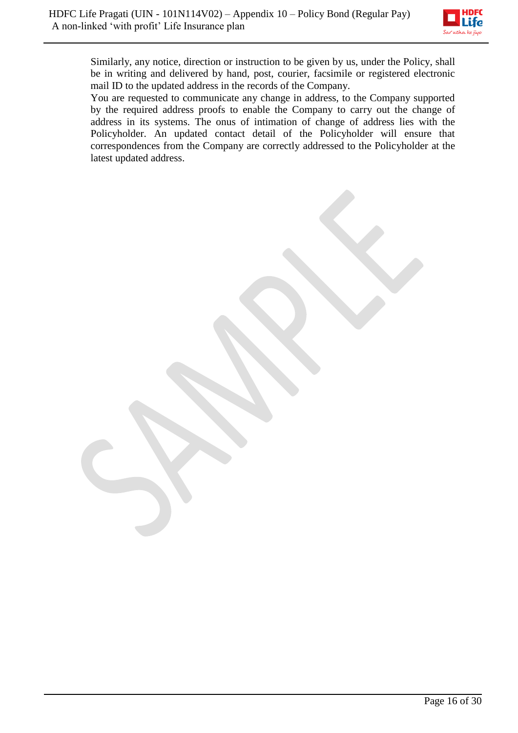Similarly, any notice, direction or instruction to be given by us, under the Policy, shall be in writing and delivered by hand, post, courier, facsimile or registered electronic mail ID to the updated address in the records of the Company.

You are requested to communicate any change in address, to the Company supported by the required address proofs to enable the Company to carry out the change of address in its systems. The onus of intimation of change of address lies with the Policyholder. An updated contact detail of the Policyholder will ensure that correspondences from the Company are correctly addressed to the Policyholder at the latest updated address.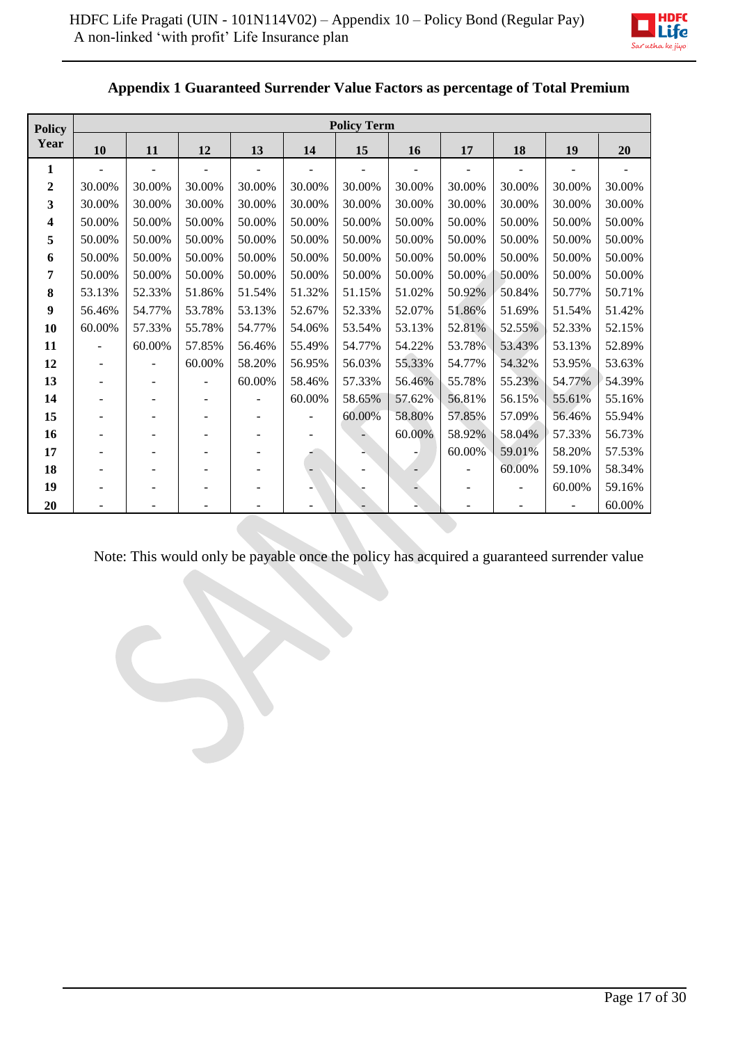## Appendix 1 Guaranteed Surrender Value Factors as percentage of Total Premium

| Policy Year | Policy Term | | | | | | | | | | |
|---|---|---|---|---|---|---|---|---|---|---|---|
| | 10 | 11 | 12 | 13 | 14 | 15 | 16 | 17 | 18 | 19 | 20 |
| 1 | - | - | - | - | - | - | - | - | - | - | - |
| 2 | 30.00% | 30.00% | 30.00% | 30.00% | 30.00% | 30.00% | 30.00% | 30.00% | 30.00% | 30.00% | 30.00% |
| 3 | 30.00% | 30.00% | 30.00% | 30.00% | 30.00% | 30.00% | 30.00% | 30.00% | 30.00% | 30.00% | 30.00% |
| 4 | 50.00% | 50.00% | 50.00% | 50.00% | 50.00% | 50.00% | 50.00% | 50.00% | 50.00% | 50.00% | 50.00% |
| 5 | 50.00% | 50.00% | 50.00% | 50.00% | 50.00% | 50.00% | 50.00% | 50.00% | 50.00% | 50.00% | 50.00% |
| 6 | 50.00% | 50.00% | 50.00% | 50.00% | 50.00% | 50.00% | 50.00% | 50.00% | 50.00% | 50.00% | 50.00% |
| 7 | 50.00% | 50.00% | 50.00% | 50.00% | 50.00% | 50.00% | 50.00% | 50.00% | 50.00% | 50.00% | 50.00% |
| 8 | 53.13% | 52.33% | 51.86% | 51.54% | 51.32% | 51.15% | 51.02% | 50.92% | 50.84% | 50.77% | 50.71% |
| 9 | 56.46% | 54.77% | 53.78% | 53.13% | 52.67% | 52.33% | 52.07% | 51.86% | 51.69% | 51.54% | 51.42% |
| 10 | 60.00% | 57.33% | 55.78% | 54.77% | 54.06% | 53.54% | 53.13% | 52.81% | 52.55% | 52.33% | 52.15% |
| 11 | - | 60.00% | 57.85% | 56.46% | 55.49% | 54.77% | 54.22% | 53.78% | 53.43% | 53.13% | 52.89% |
| 12 | - | - | 60.00% | 58.20% | 56.95% | 56.03% | 55.33% | 54.77% | 54.32% | 53.95% | 53.63% |
| 13 | - | - | - | 60.00% | 58.46% | 57.33% | 56.46% | 55.78% | 55.23% | 54.77% | 54.39% |
| 14 | - | - | - | - | 60.00% | 58.65% | 57.62% | 56.81% | 56.15% | 55.61% | 55.16% |
| 15 | - | - | - | - | - | 60.00% | 58.80% | 57.85% | 57.09% | 56.46% | 55.94% |
| 16 | - | - | - | - | - | - | 60.00% | 58.92% | 58.04% | 57.33% | 56.73% |
| 17 | - | - | - | - | - | - | - | 60.00% | 59.01% | 58.20% | 57.53% |
| 18 | - | - | - | - | - | - | - | - | 60.00% | 59.10% | 58.34% |
| 19 | - | - | - | - | - | - | - | - | - | 60.00% | 59.16% |
| 20 | - | - | - | - | - | - | - | - | - | - | 60.00% |

Note: This would only be payable once the policy has acquired a guaranteed surrender value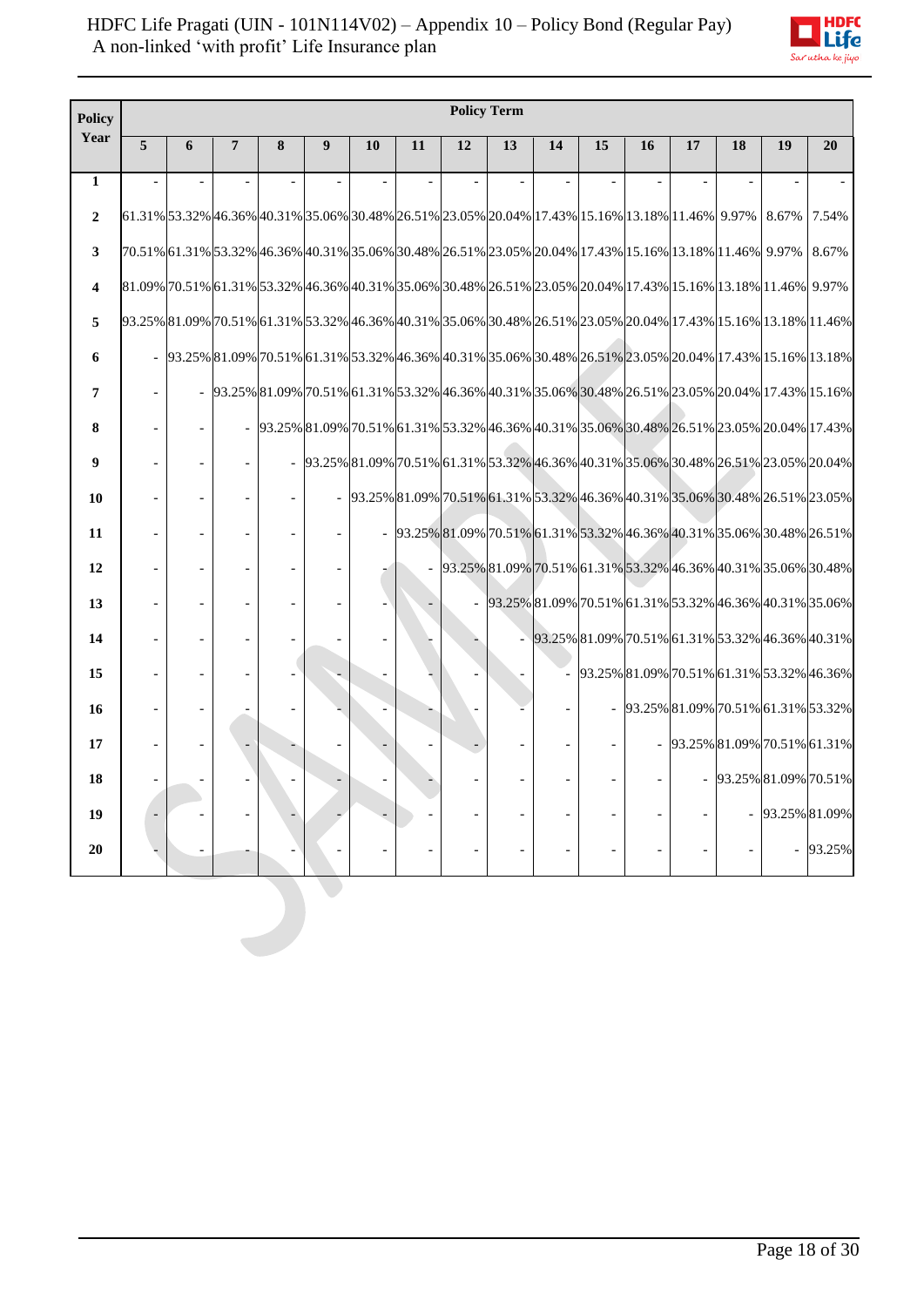| Policy Year | Policy Term | | | | | | | | | | | | | | | |
|---|---|---|---|---|---|---|---|---|---|---|---|---|---|---|---|---|
| | 5 | 6 | 7 | 8 | 9 | 10 | 11 | 12 | 13 | 14 | 15 | 16 | 17 | 18 | 19 | 20 |
| 1 | - | - | - | - | - | - | - | - | - | - | - | - | - | - | - | - |
| 2 | 61.31% | 53.32% | 46.36% | 40.31% | 35.06% | 30.48% | 26.51% | 23.05% | 20.04% | 17.43% | 15.16% | 13.18% | 11.46% | 9.97% | 8.67% | 7.54% |
| 3 | 70.51% | 61.31% | 53.32% | 46.36% | 40.31% | 35.06% | 30.48% | 26.51% | 23.05% | 20.04% | 17.43% | 15.16% | 13.18% | 11.46% | 9.97% | 8.67% |
| 4 | 81.09% | 70.51% | 61.31% | 53.32% | 46.36% | 40.31% | 35.06% | 30.48% | 26.51% | 23.05% | 20.04% | 17.43% | 15.16% | 13.18% | 11.46% | 9.97% |
| 5 | 93.25% | 81.09% | 70.51% | 61.31% | 53.32% | 46.36% | 40.31% | 35.06% | 30.48% | 26.51% | 23.05% | 20.04% | 17.43% | 15.16% | 13.18% | 11.46% |
| 6 | - | 93.25% | 81.09% | 70.51% | 61.31% | 53.32% | 46.36% | 40.31% | 35.06% | 30.48% | 26.51% | 23.05% | 20.04% | 17.43% | 15.16% | 13.18% |
| 7 | - | - | 93.25% | 81.09% | 70.51% | 61.31% | 53.32% | 46.36% | 40.31% | 35.06% | 30.48% | 26.51% | 23.05% | 20.04% | 17.43% | 15.16% |
| 8 | - | - | - | 93.25% | 81.09% | 70.51% | 61.31% | 53.32% | 46.36% | 40.31% | 35.06% | 30.48% | 26.51% | 23.05% | 20.04% | 17.43% |
| 9 | - | - | - | - | 93.25% | 81.09% | 70.51% | 61.31% | 53.32% | 46.36% | 40.31% | 35.06% | 30.48% | 26.51% | 23.05% | 20.04% |
| 10 | - | - | - | - | - | 93.25% | 81.09% | 70.51% | 61.31% | 53.32% | 46.36% | 40.31% | 35.06% | 30.48% | 26.51% | 23.05% |
| 11 | - | - | - | - | - | - | 93.25% | 81.09% | 70.51% | 61.31% | 53.32% | 46.36% | 40.31% | 35.06% | 30.48% | 26.51% |
| 12 | - | - | - | - | - | - | - | 93.25% | 81.09% | 70.51% | 61.31% | 53.32% | 46.36% | 40.31% | 35.06% | 30.48% |
| 13 | - | - | - | - | - | - | - | - | 93.25% | 81.09% | 70.51% | 61.31% | 53.32% | 46.36% | 40.31% | 35.06% |
| 14 | - | - | - | - | - | - | - | - | - | 93.25% | 81.09% | 70.51% | 61.31% | 53.32% | 46.36% | 40.31% |
| 15 | - | - | - | - | - | - | - | - | - | - | 93.25% | 81.09% | 70.51% | 61.31% | 53.32% | 46.36% |
| 16 | - | - | - | - | - | - | - | - | - | - | - | 93.25% | 81.09% | 70.51% | 61.31% | 53.32% |
| 17 | - | - | - | - | - | - | - | - | - | - | - | - | 93.25% | 81.09% | 70.51% | 61.31% |
| 18 | - | - | - | - | - | - | - | - | - | - | - | - | - | 93.25% | 81.09% | 70.51% |
| 19 | - | - | - | - | - | - | - | - | - | - | - | - | - | - | 93.25% | 81.09% |
| 20 | - | - | - | - | - | - | - | - | - | - | - | - | - | - | - | 93.25% |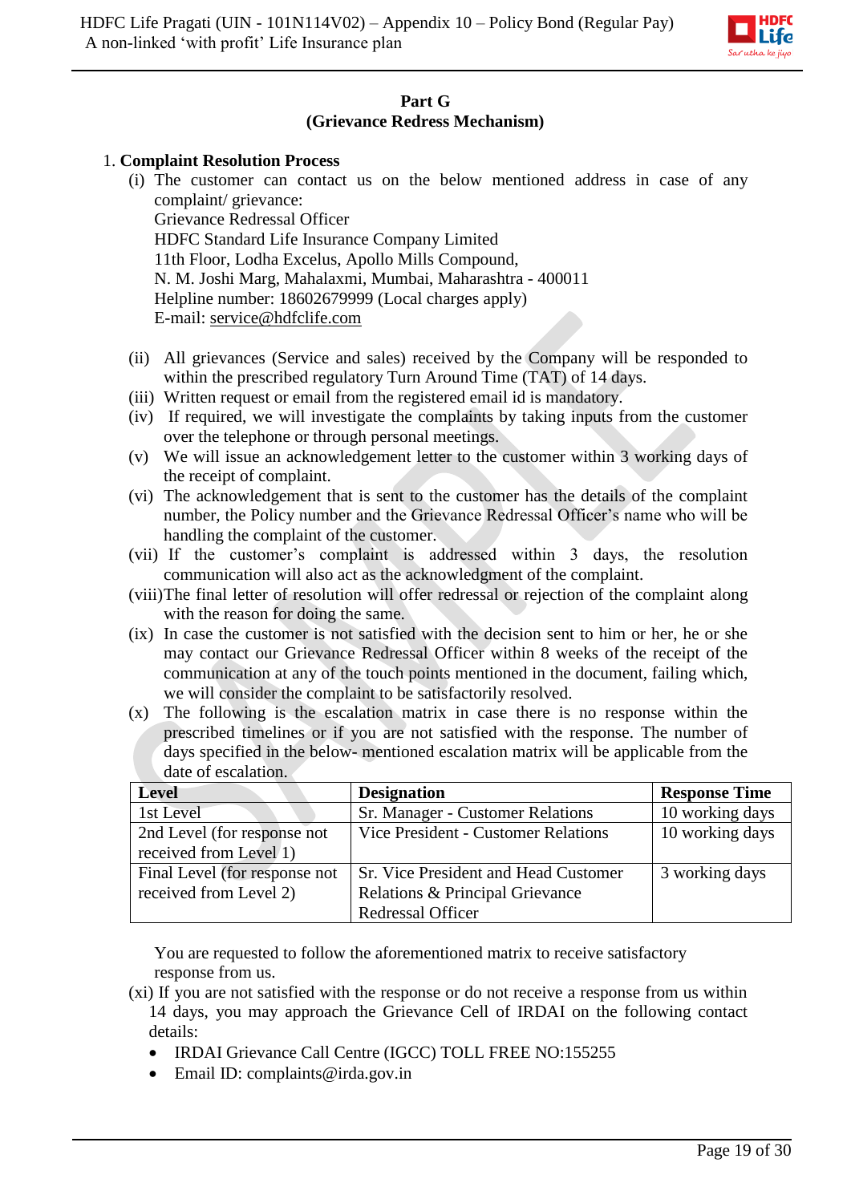## Part G
## (Grievance Redress Mechanism)

1. **Complaint Resolution Process**

   (i) The customer can contact us on the below mentioned address in case of any complaint/ grievance:
   Grievance Redressal Officer
   HDFC Standard Life Insurance Company Limited
   11th Floor, Lodha Excelus, Apollo Mills Compound,
   N. M. Joshi Marg, Mahalaxmi, Mumbai, Maharashtra - 400011
   Helpline number: 18602679999 (Local charges apply)
   E-mail: service@hdfclife.com

   (ii) All grievances (Service and sales) received by the Company will be responded to within the prescribed regulatory Turn Around Time (TAT) of 14 days.

   (iii) Written request or email from the registered email id is mandatory.

   (iv) If required, we will investigate the complaints by taking inputs from the customer over the telephone or through personal meetings.

   (v) We will issue an acknowledgement letter to the customer within 3 working days of the receipt of complaint.

   (vi) The acknowledgement that is sent to the customer has the details of the complaint number, the Policy number and the Grievance Redressal Officer's name who will be handling the complaint of the customer.

   (vii) If the customer's complaint is addressed within 3 days, the resolution communication will also act as the acknowledgment of the complaint.

   (viii) The final letter of resolution will offer redressal or rejection of the complaint along with the reason for doing the same.

   (ix) In case the customer is not satisfied with the decision sent to him or her, he or she may contact our Grievance Redressal Officer within 8 weeks of the receipt of the communication at any of the touch points mentioned in the document, failing which, we will consider the complaint to be satisfactorily resolved.

   (x) The following is the escalation matrix in case there is no response within the prescribed timelines or if you are not satisfied with the response. The number of days specified in the below- mentioned escalation matrix will be applicable from the date of escalation.

| Level | Designation | Response Time |
|---|---|---|
| 1st Level | Sr. Manager - Customer Relations | 10 working days |
| 2nd Level (for response not received from Level 1) | Vice President - Customer Relations | 10 working days |
| Final Level (for response not received from Level 2) | Sr. Vice President and Head Customer Relations & Principal Grievance Redressal Officer | 3 working days |

   You are requested to follow the aforementioned matrix to receive satisfactory response from us.

   (xi) If you are not satisfied with the response or do not receive a response from us within 14 days, you may approach the Grievance Cell of IRDAI on the following contact details:

   - IRDAI Grievance Call Centre (IGCC) TOLL FREE NO:155255
   - Email ID: complaints@irda.gov.in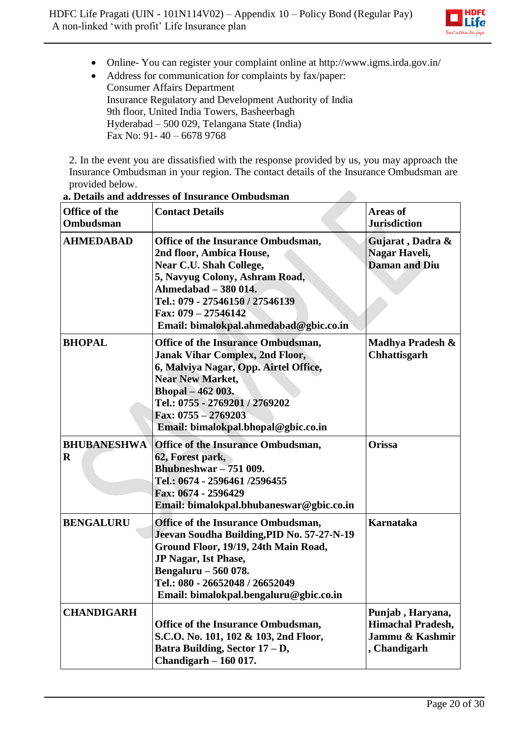- Online- You can register your complaint online at http://www.igms.irda.gov.in/
- Address for communication for complaints by fax/paper:
  Consumer Affairs Department
  Insurance Regulatory and Development Authority of India
  9th floor, United India Towers, Basheerbagh
  Hyderabad – 500 029, Telangana State (India)
  Fax No: 91- 40 – 6678 9768

2. In the event you are dissatisfied with the response provided by us, you may approach the Insurance Ombudsman in your region. The contact details of the Insurance Ombudsman are provided below.

**a. Details and addresses of Insurance Ombudsman**

| Office of the Ombudsman | Contact Details | Areas of Jurisdiction |
|---|---|---|
| **AHMEDABAD** | **Office of the Insurance Ombudsman, 2nd floor, Ambica House, Near C.U. Shah College, 5, Navyug Colony, Ashram Road, Ahmedabad – 380 014. Tel.: 079 - 27546150 / 27546139 Fax: 079 – 27546142 Email: bimalokpal.ahmedabad@gbic.co.in** | **Gujarat , Dadra & Nagar Haveli, Daman and Diu** |
| **BHOPAL** | **Office of the Insurance Ombudsman, Janak Vihar Complex, 2nd Floor, 6, Malviya Nagar, Opp. Airtel Office, Near New Market, Bhopal – 462 003. Tel.: 0755 - 2769201 / 2769202 Fax: 0755 – 2769203 Email: bimalokpal.bhopal@gbic.co.in** | **Madhya Pradesh & Chhattisgarh** |
| **BHUBANESHWAR** | **Office of the Insurance Ombudsman, 62, Forest park, Bhubneshwar – 751 009. Tel.: 0674 - 2596461 /2596455 Fax: 0674 - 2596429 Email: bimalokpal.bhubaneswar@gbic.co.in** | **Orissa** |
| **BENGALURU** | **Office of the Insurance Ombudsman, Jeevan Soudha Building,PID No. 57-27-N-19 Ground Floor, 19/19, 24th Main Road, JP Nagar, Ist Phase, Bengaluru – 560 078. Tel.: 080 - 26652048 / 26652049 Email: bimalokpal.bengaluru@gbic.co.in** | **Karnataka** |
| **CHANDIGARH** | **Office of the Insurance Ombudsman, S.C.O. No. 101, 102 & 103, 2nd Floor, Batra Building, Sector 17 – D, Chandigarh – 160 017.** | **Punjab , Haryana, Himachal Pradesh, Jammu & Kashmir , Chandigarh** |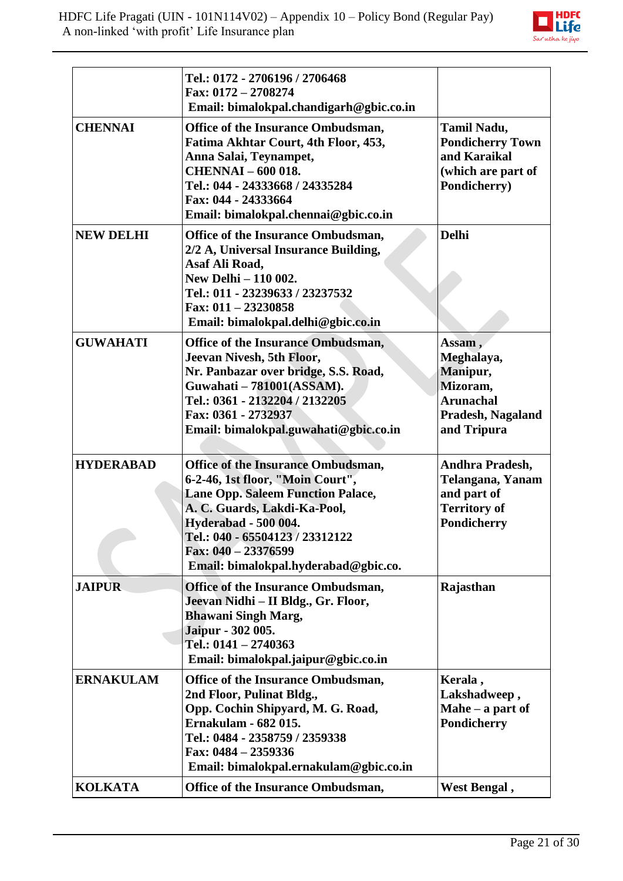| | | |
|---|---|---|
| | **Tel.: 0172 - 2706196 / 2706468**<br>**Fax: 0172 – 2708274**<br>**Email: bimalokpal.chandigarh@gbic.co.in** | |
| **CHENNAI** | **Office of the Insurance Ombudsman,**<br>**Fatima Akhtar Court, 4th Floor, 453,**<br>**Anna Salai, Teynampet,**<br>**CHENNAI – 600 018.**<br>**Tel.: 044 - 24333668 / 24335284**<br>**Fax: 044 - 24333664**<br>**Email: bimalokpal.chennai@gbic.co.in** | **Tamil Nadu, Pondicherry Town and Karaikal (which are part of Pondicherry)** |
| **NEW DELHI** | **Office of the Insurance Ombudsman,**<br>**2/2 A, Universal Insurance Building,**<br>**Asaf Ali Road,**<br>**New Delhi – 110 002.**<br>**Tel.: 011 - 23239633 / 23237532**<br>**Fax: 011 – 23230858**<br>**Email: bimalokpal.delhi@gbic.co.in** | **Delhi** |
| **GUWAHATI** | **Office of the Insurance Ombudsman,**<br>**Jeevan Nivesh, 5th Floor,**<br>**Nr. Panbazar over bridge, S.S. Road,**<br>**Guwahati – 781001(ASSAM).**<br>**Tel.: 0361 - 2132204 / 2132205**<br>**Fax: 0361 - 2732937**<br>**Email: bimalokpal.guwahati@gbic.co.in** | **Assam , Meghalaya, Manipur, Mizoram, Arunachal Pradesh, Nagaland and Tripura** |
| **HYDERABAD** | **Office of the Insurance Ombudsman,**<br>**6-2-46, 1st floor, "Moin Court",**<br>**Lane Opp. Saleem Function Palace,**<br>**A. C. Guards, Lakdi-Ka-Pool,**<br>**Hyderabad - 500 004.**<br>**Tel.: 040 - 65504123 / 23312122**<br>**Fax: 040 – 23376599**<br>**Email: bimalokpal.hyderabad@gbic.co.** | **Andhra Pradesh, Telangana, Yanam and part of Territory of Pondicherry** |
| **JAIPUR** | **Office of the Insurance Ombudsman,**<br>**Jeevan Nidhi – II Bldg., Gr. Floor,**<br>**Bhawani Singh Marg,**<br>**Jaipur - 302 005.**<br>**Tel.: 0141 – 2740363**<br>**Email: bimalokpal.jaipur@gbic.co.in** | **Rajasthan** |
| **ERNAKULAM** | **Office of the Insurance Ombudsman,**<br>**2nd Floor, Pulinat Bldg.,**<br>**Opp. Cochin Shipyard, M. G. Road,**<br>**Ernakulam - 682 015.**<br>**Tel.: 0484 - 2358759 / 2359338**<br>**Fax: 0484 – 2359336**<br>**Email: bimalokpal.ernakulam@gbic.co.in** | **Kerala , Lakshadweep , Mahe – a part of Pondicherry** |
| **KOLKATA** | **Office of the Insurance Ombudsman,** | **West Bengal ,** |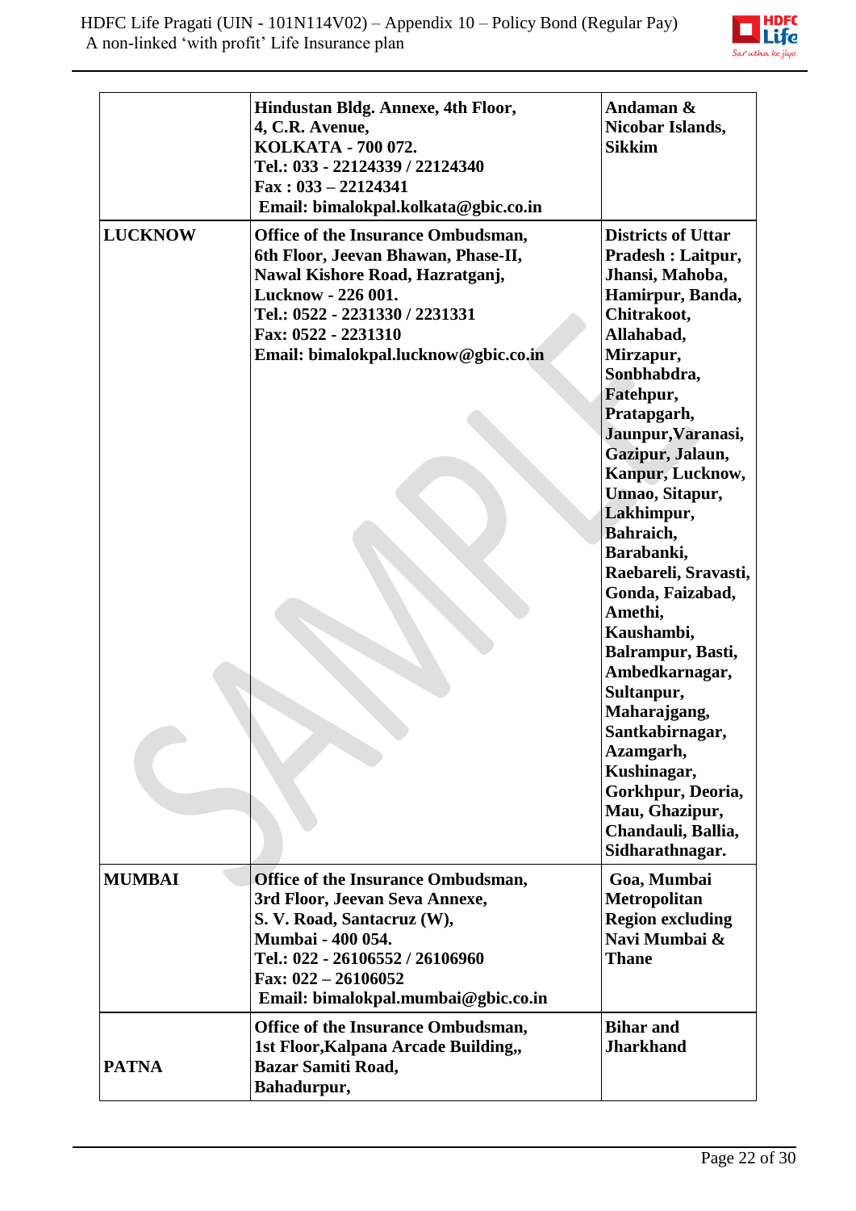| | | |
|---|---|---|
| | **Hindustan Bldg. Annexe, 4th Floor, 4, C.R. Avenue, KOLKATA - 700 072. Tel.: 033 - 22124339 / 22124340 Fax : 033 – 22124341 Email: bimalokpal.kolkata@gbic.co.in** | **Andaman & Nicobar Islands, Sikkim** |
| **LUCKNOW** | **Office of the Insurance Ombudsman, 6th Floor, Jeevan Bhawan, Phase-II, Nawal Kishore Road, Hazratganj, Lucknow - 226 001. Tel.: 0522 - 2231330 / 2231331 Fax: 0522 - 2231310 Email: bimalokpal.lucknow@gbic.co.in** | **Districts of Uttar Pradesh : Laitpur, Jhansi, Mahoba, Hamirpur, Banda, Chitrakoot, Allahabad, Mirzapur, Sonbhabdra, Fatehpur, Pratapgarh, Jaunpur,Varanasi, Gazipur, Jalaun, Kanpur, Lucknow, Unnao, Sitapur, Lakhimpur, Bahraich, Barabanki, Raebareli, Sravasti, Gonda, Faizabad, Amethi, Kaushambi, Balrampur, Basti, Ambedkarnagar, Sultanpur, Maharajgang, Santkabirnagar, Azamgarh, Kushinagar, Gorkhpur, Deoria, Mau, Ghazipur, Chandauli, Ballia, Sidharathnagar.** |
| **MUMBAI** | **Office of the Insurance Ombudsman, 3rd Floor, Jeevan Seva Annexe, S. V. Road, Santacruz (W), Mumbai - 400 054. Tel.: 022 - 26106552 / 26106960 Fax: 022 – 26106052 Email: bimalokpal.mumbai@gbic.co.in** | **Goa, Mumbai Metropolitan Region excluding Navi Mumbai & Thane** |
| **PATNA** | **Office of the Insurance Ombudsman, 1st Floor,Kalpana Arcade Building,, Bazar Samiti Road, Bahadurpur,** | **Bihar and Jharkhand** |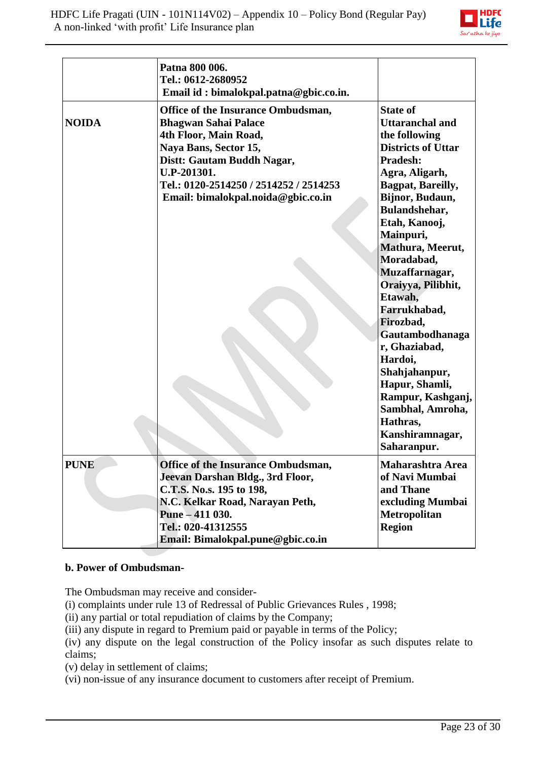| | | |
|---|---|---|
| | **Patna 800 006.**<br>**Tel.: 0612-2680952**<br>**Email id : bimalokpal.patna@gbic.co.in.** | |
| **NOIDA** | **Office of the Insurance Ombudsman,**<br>**Bhagwan Sahai Palace**<br>**4th Floor, Main Road,**<br>**Naya Bans, Sector 15,**<br>**Distt: Gautam Buddh Nagar,**<br>**U.P-201301.**<br>**Tel.: 0120-2514250 / 2514252 / 2514253**<br>**Email: bimalokpal.noida@gbic.co.in** | **State of Uttaranchal and the following Districts of Uttar Pradesh:**<br>**Agra, Aligarh, Bagpat, Bareilly, Bijnor, Budaun, Bulandshehar, Etah, Kanooj, Mainpuri, Mathura, Meerut, Moradabad, Muzaffarnagar, Oraiyya, Pilibhit, Etawah, Farrukhabad, Firozbad, Gautambodhanagar, Ghaziabad, Hardoi, Shahjahanpur, Hapur, Shamli, Rampur, Kashganj, Sambhal, Amroha, Hathras, Kanshiramnagar, Saharanpur.** |
| **PUNE** | **Office of the Insurance Ombudsman,**<br>**Jeevan Darshan Bldg., 3rd Floor,**<br>**C.T.S. No.s. 195 to 198,**<br>**N.C. Kelkar Road, Narayan Peth,**<br>**Pune – 411 030.**<br>**Tel.: 020-41312555**<br>**Email: Bimalokpal.pune@gbic.co.in** | **Maharashtra Area of Navi Mumbai and Thane excluding Mumbai Metropolitan Region** |

**b. Power of Ombudsman-**

The Ombudsman may receive and consider-

(i) complaints under rule 13 of Redressal of Public Grievances Rules , 1998;
(ii) any partial or total repudiation of claims by the Company;
(iii) any dispute in regard to Premium paid or payable in terms of the Policy;
(iv) any dispute on the legal construction of the Policy insofar as such disputes relate to claims;
(v) delay in settlement of claims;
(vi) non-issue of any insurance document to customers after receipt of Premium.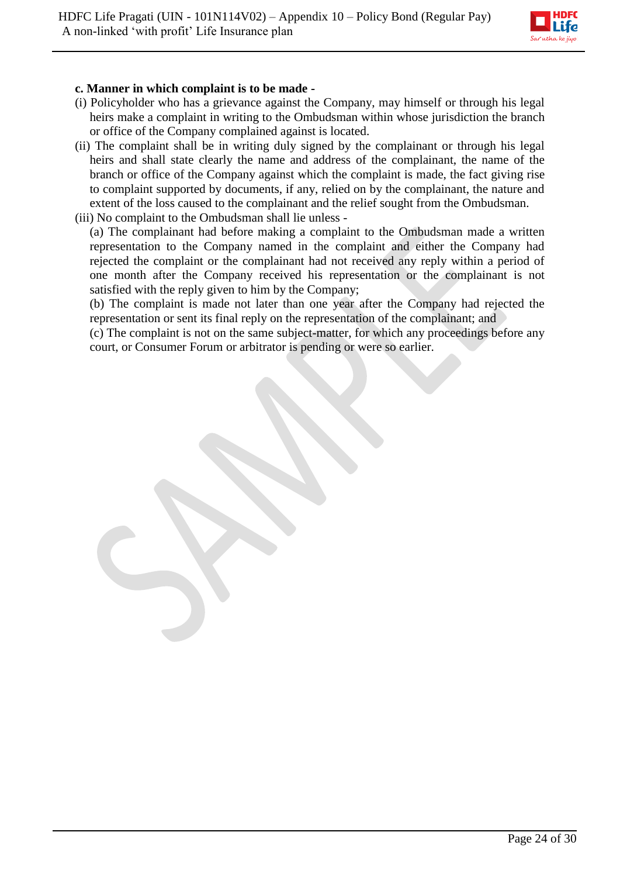**c. Manner in which complaint is to be made -**

(i) Policyholder who has a grievance against the Company, may himself or through his legal heirs make a complaint in writing to the Ombudsman within whose jurisdiction the branch or office of the Company complained against is located.

(ii) The complaint shall be in writing duly signed by the complainant or through his legal heirs and shall state clearly the name and address of the complainant, the name of the branch or office of the Company against which the complaint is made, the fact giving rise to complaint supported by documents, if any, relied on by the complainant, the nature and extent of the loss caused to the complainant and the relief sought from the Ombudsman.

(iii) No complaint to the Ombudsman shall lie unless -

(a) The complainant had before making a complaint to the Ombudsman made a written representation to the Company named in the complaint and either the Company had rejected the complaint or the complainant had not received any reply within a period of one month after the Company received his representation or the complainant is not satisfied with the reply given to him by the Company;

(b) The complaint is made not later than one year after the Company had rejected the representation or sent its final reply on the representation of the complainant; and

(c) The complaint is not on the same subject-matter, for which any proceedings before any court, or Consumer Forum or arbitrator is pending or were so earlier.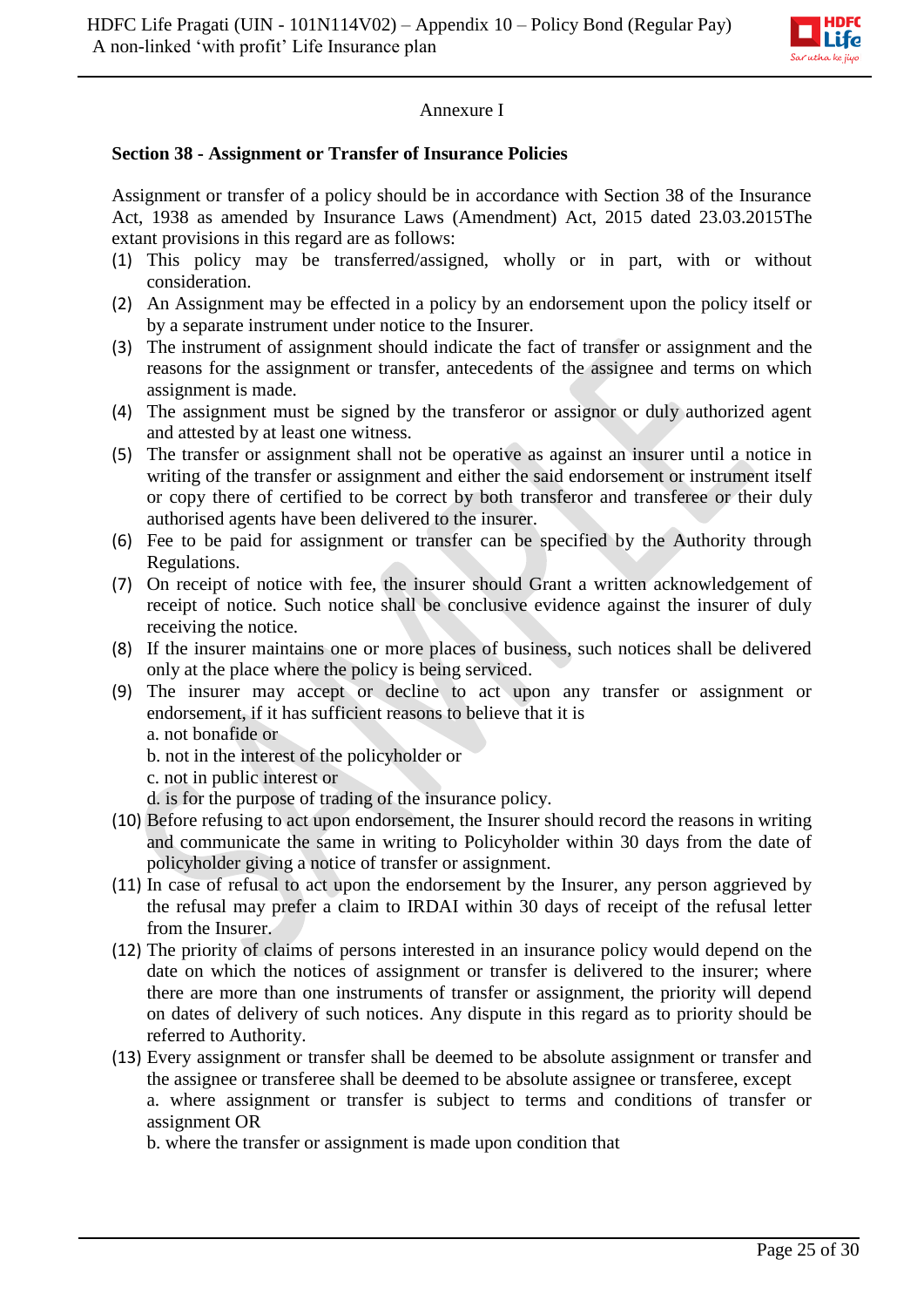Annexure I

**Section 38 - Assignment or Transfer of Insurance Policies**

Assignment or transfer of a policy should be in accordance with Section 38 of the Insurance Act, 1938 as amended by Insurance Laws (Amendment) Act, 2015 dated 23.03.2015The extant provisions in this regard are as follows:

(1) This policy may be transferred/assigned, wholly or in part, with or without consideration.

(2) An Assignment may be effected in a policy by an endorsement upon the policy itself or by a separate instrument under notice to the Insurer.

(3) The instrument of assignment should indicate the fact of transfer or assignment and the reasons for the assignment or transfer, antecedents of the assignee and terms on which assignment is made.

(4) The assignment must be signed by the transferor or assignor or duly authorized agent and attested by at least one witness.

(5) The transfer or assignment shall not be operative as against an insurer until a notice in writing of the transfer or assignment and either the said endorsement or instrument itself or copy there of certified to be correct by both transferor and transferee or their duly authorised agents have been delivered to the insurer.

(6) Fee to be paid for assignment or transfer can be specified by the Authority through Regulations.

(7) On receipt of notice with fee, the insurer should Grant a written acknowledgement of receipt of notice. Such notice shall be conclusive evidence against the insurer of duly receiving the notice.

(8) If the insurer maintains one or more places of business, such notices shall be delivered only at the place where the policy is being serviced.

(9) The insurer may accept or decline to act upon any transfer or assignment or endorsement, if it has sufficient reasons to believe that it is

a. not bonafide or

b. not in the interest of the policyholder or

c. not in public interest or

d. is for the purpose of trading of the insurance policy.

(10) Before refusing to act upon endorsement, the Insurer should record the reasons in writing and communicate the same in writing to Policyholder within 30 days from the date of policyholder giving a notice of transfer or assignment.

(11) In case of refusal to act upon the endorsement by the Insurer, any person aggrieved by the refusal may prefer a claim to IRDAI within 30 days of receipt of the refusal letter from the Insurer.

(12) The priority of claims of persons interested in an insurance policy would depend on the date on which the notices of assignment or transfer is delivered to the insurer; where there are more than one instruments of transfer or assignment, the priority will depend on dates of delivery of such notices. Any dispute in this regard as to priority should be referred to Authority.

(13) Every assignment or transfer shall be deemed to be absolute assignment or transfer and the assignee or transferee shall be deemed to be absolute assignee or transferee, except

a. where assignment or transfer is subject to terms and conditions of transfer or assignment OR

b. where the transfer or assignment is made upon condition that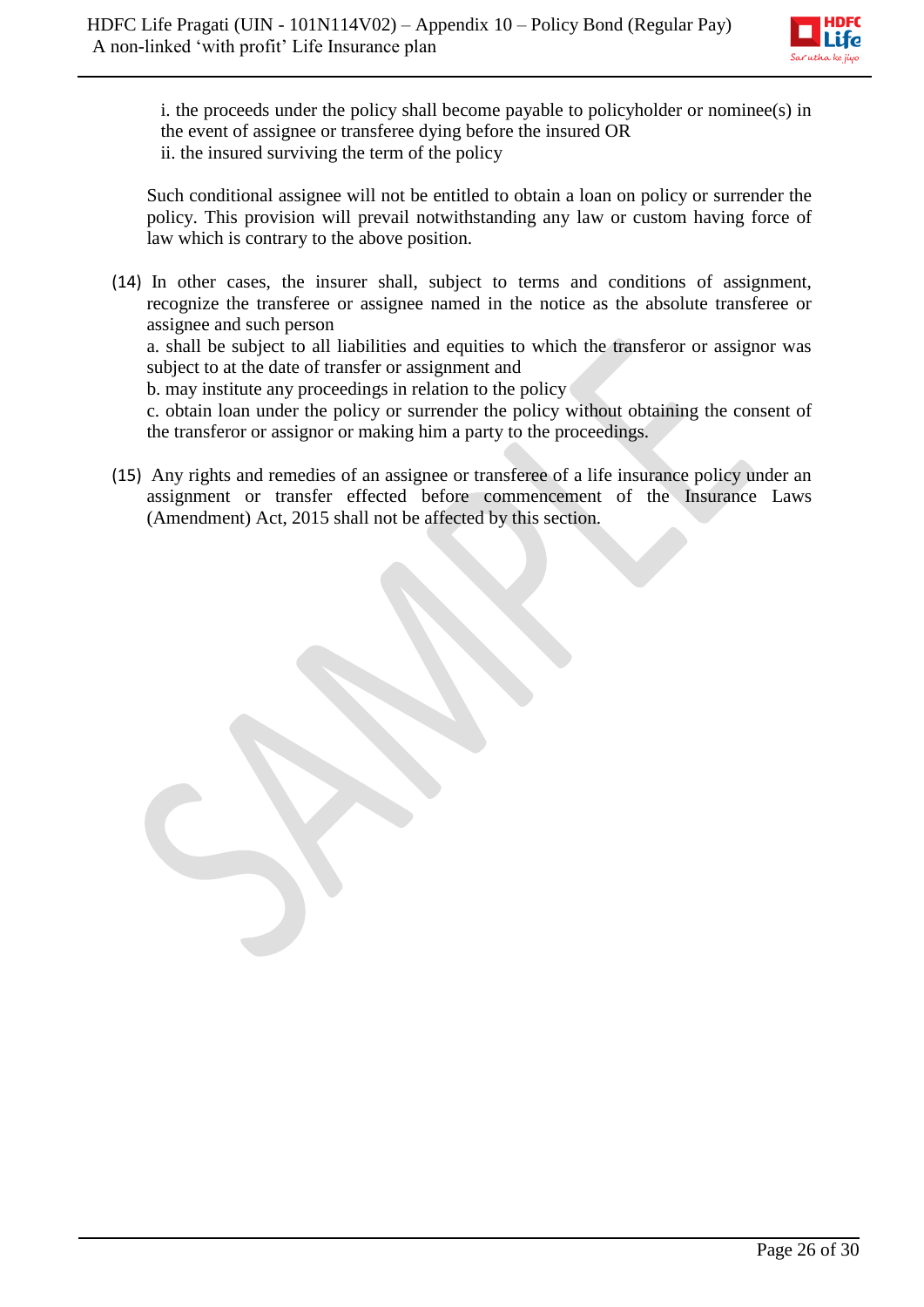i. the proceeds under the policy shall become payable to policyholder or nominee(s) in the event of assignee or transferee dying before the insured OR
ii. the insured surviving the term of the policy

Such conditional assignee will not be entitled to obtain a loan on policy or surrender the policy. This provision will prevail notwithstanding any law or custom having force of law which is contrary to the above position.

(14) In other cases, the insurer shall, subject to terms and conditions of assignment, recognize the transferee or assignee named in the notice as the absolute transferee or assignee and such person
a. shall be subject to all liabilities and equities to which the transferor or assignor was subject to at the date of transfer or assignment and
b. may institute any proceedings in relation to the policy
c. obtain loan under the policy or surrender the policy without obtaining the consent of the transferor or assignor or making him a party to the proceedings.

(15) Any rights and remedies of an assignee or transferee of a life insurance policy under an assignment or transfer effected before commencement of the Insurance Laws (Amendment) Act, 2015 shall not be affected by this section.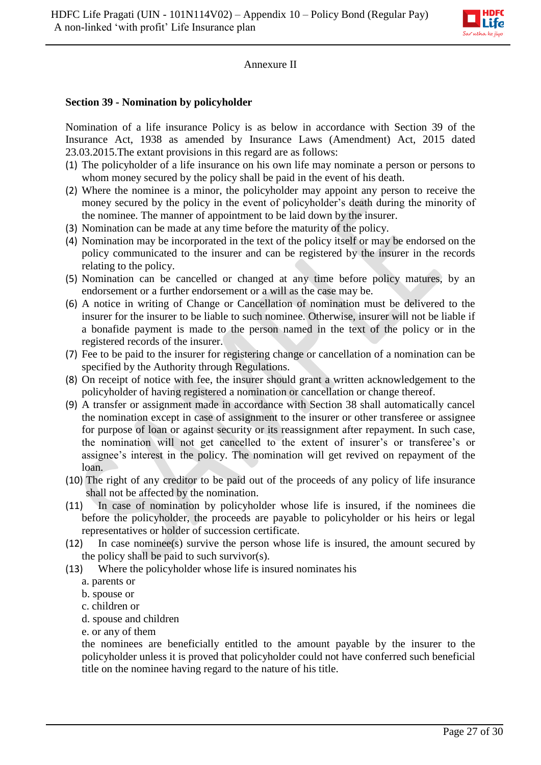Annexure II

**Section 39 - Nomination by policyholder**

Nomination of a life insurance Policy is as below in accordance with Section 39 of the Insurance Act, 1938 as amended by Insurance Laws (Amendment) Act, 2015 dated 23.03.2015.The extant provisions in this regard are as follows:

(1) The policyholder of a life insurance on his own life may nominate a person or persons to whom money secured by the policy shall be paid in the event of his death.
(2) Where the nominee is a minor, the policyholder may appoint any person to receive the money secured by the policy in the event of policyholder's death during the minority of the nominee. The manner of appointment to be laid down by the insurer.
(3) Nomination can be made at any time before the maturity of the policy.
(4) Nomination may be incorporated in the text of the policy itself or may be endorsed on the policy communicated to the insurer and can be registered by the insurer in the records relating to the policy.
(5) Nomination can be cancelled or changed at any time before policy matures, by an endorsement or a further endorsement or a will as the case may be.
(6) A notice in writing of Change or Cancellation of nomination must be delivered to the insurer for the insurer to be liable to such nominee. Otherwise, insurer will not be liable if a bonafide payment is made to the person named in the text of the policy or in the registered records of the insurer.
(7) Fee to be paid to the insurer for registering change or cancellation of a nomination can be specified by the Authority through Regulations.
(8) On receipt of notice with fee, the insurer should grant a written acknowledgement to the policyholder of having registered a nomination or cancellation or change thereof.
(9) A transfer or assignment made in accordance with Section 38 shall automatically cancel the nomination except in case of assignment to the insurer or other transferee or assignee for purpose of loan or against security or its reassignment after repayment. In such case, the nomination will not get cancelled to the extent of insurer's or transferee's or assignee's interest in the policy. The nomination will get revived on repayment of the loan.
(10) The right of any creditor to be paid out of the proceeds of any policy of life insurance shall not be affected by the nomination.
(11) In case of nomination by policyholder whose life is insured, if the nominees die before the policyholder, the proceeds are payable to policyholder or his heirs or legal representatives or holder of succession certificate.
(12) In case nominee(s) survive the person whose life is insured, the amount secured by the policy shall be paid to such survivor(s).
(13) Where the policyholder whose life is insured nominates his
    a. parents or
    b. spouse or
    c. children or
    d. spouse and children
    e. or any of them

    the nominees are beneficially entitled to the amount payable by the insurer to the policyholder unless it is proved that policyholder could not have conferred such beneficial title on the nominee having regard to the nature of his title.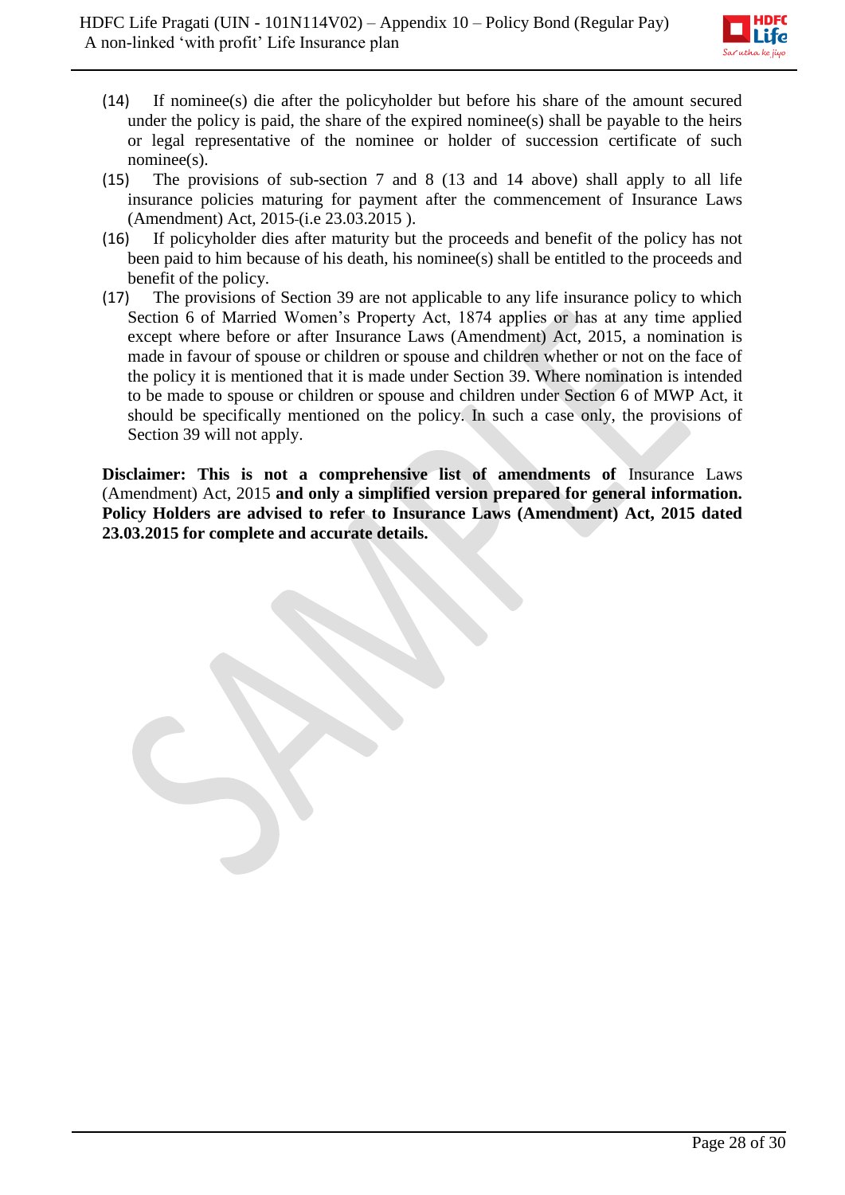(14) If nominee(s) die after the policyholder but before his share of the amount secured under the policy is paid, the share of the expired nominee(s) shall be payable to the heirs or legal representative of the nominee or holder of succession certificate of such nominee(s).

(15) The provisions of sub-section 7 and 8 (13 and 14 above) shall apply to all life insurance policies maturing for payment after the commencement of Insurance Laws (Amendment) Act, 2015 (i.e 23.03.2015 ).

(16) If policyholder dies after maturity but the proceeds and benefit of the policy has not been paid to him because of his death, his nominee(s) shall be entitled to the proceeds and benefit of the policy.

(17) The provisions of Section 39 are not applicable to any life insurance policy to which Section 6 of Married Women's Property Act, 1874 applies or has at any time applied except where before or after Insurance Laws (Amendment) Act, 2015, a nomination is made in favour of spouse or children or spouse and children whether or not on the face of the policy it is mentioned that it is made under Section 39. Where nomination is intended to be made to spouse or children or spouse and children under Section 6 of MWP Act, it should be specifically mentioned on the policy. In such a case only, the provisions of Section 39 will not apply.

**Disclaimer: This is not a comprehensive list of amendments of** Insurance Laws (Amendment) Act, 2015 **and only a simplified version prepared for general information. Policy Holders are advised to refer to Insurance Laws (Amendment) Act, 2015 dated 23.03.2015 for complete and accurate details.**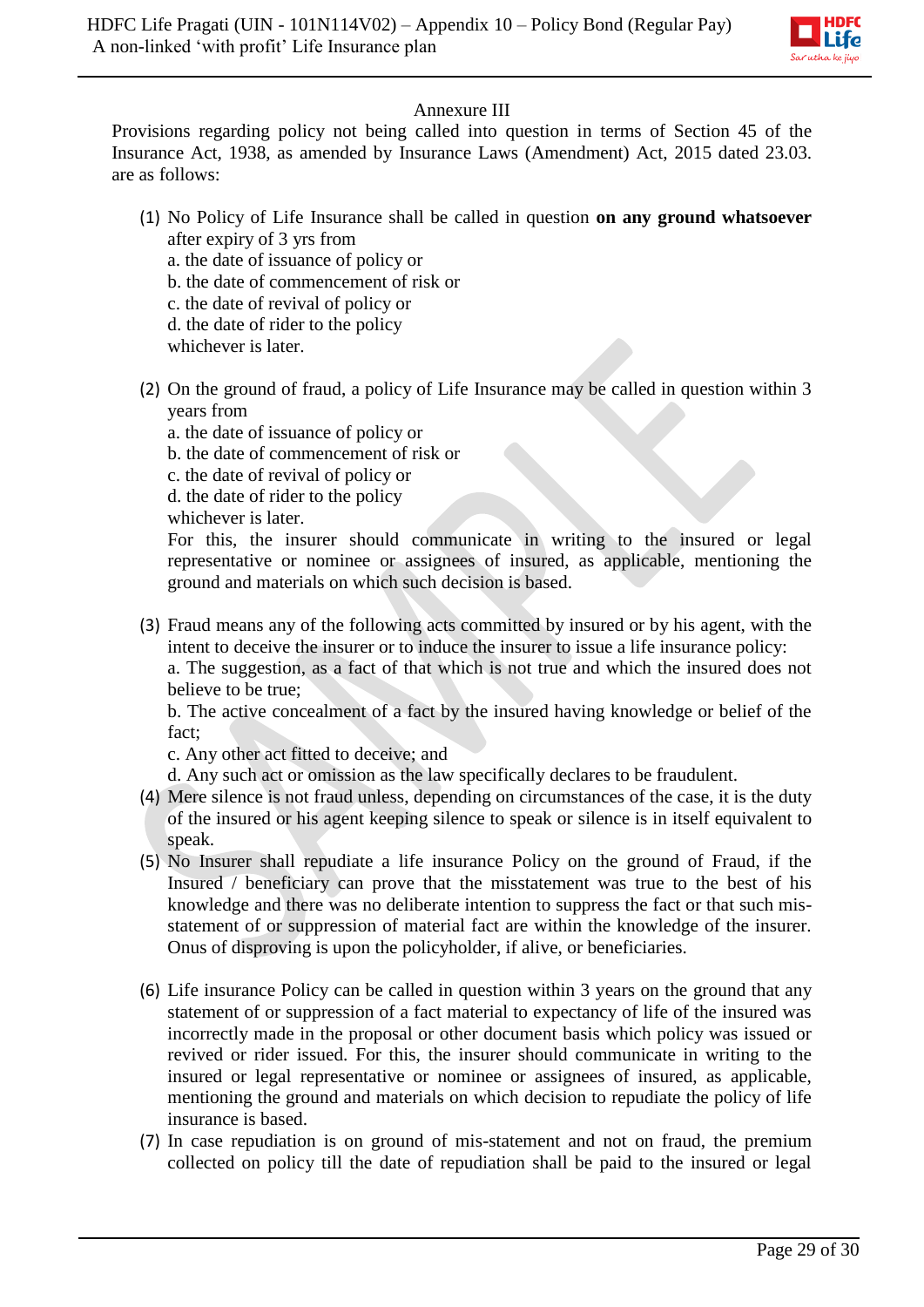Annexure III

Provisions regarding policy not being called into question in terms of Section 45 of the Insurance Act, 1938, as amended by Insurance Laws (Amendment) Act, 2015 dated 23.03. are as follows:

(1) No Policy of Life Insurance shall be called in question **on any ground whatsoever** after expiry of 3 yrs from
    a. the date of issuance of policy or
    b. the date of commencement of risk or
    c. the date of revival of policy or
    d. the date of rider to the policy
    whichever is later.

(2) On the ground of fraud, a policy of Life Insurance may be called in question within 3 years from
    a. the date of issuance of policy or
    b. the date of commencement of risk or
    c. the date of revival of policy or
    d. the date of rider to the policy
    whichever is later.
    For this, the insurer should communicate in writing to the insured or legal representative or nominee or assignees of insured, as applicable, mentioning the ground and materials on which such decision is based.

(3) Fraud means any of the following acts committed by insured or by his agent, with the intent to deceive the insurer or to induce the insurer to issue a life insurance policy:
    a. The suggestion, as a fact of that which is not true and which the insured does not believe to be true;
    b. The active concealment of a fact by the insured having knowledge or belief of the fact;
    c. Any other act fitted to deceive; and
    d. Any such act or omission as the law specifically declares to be fraudulent.

(4) Mere silence is not fraud unless, depending on circumstances of the case, it is the duty of the insured or his agent keeping silence to speak or silence is in itself equivalent to speak.

(5) No Insurer shall repudiate a life insurance Policy on the ground of Fraud, if the Insured / beneficiary can prove that the misstatement was true to the best of his knowledge and there was no deliberate intention to suppress the fact or that such mis-statement of or suppression of material fact are within the knowledge of the insurer. Onus of disproving is upon the policyholder, if alive, or beneficiaries.

(6) Life insurance Policy can be called in question within 3 years on the ground that any statement of or suppression of a fact material to expectancy of life of the insured was incorrectly made in the proposal or other document basis which policy was issued or revived or rider issued. For this, the insurer should communicate in writing to the insured or legal representative or nominee or assignees of insured, as applicable, mentioning the ground and materials on which decision to repudiate the policy of life insurance is based.

(7) In case repudiation is on ground of mis-statement and not on fraud, the premium collected on policy till the date of repudiation shall be paid to the insured or legal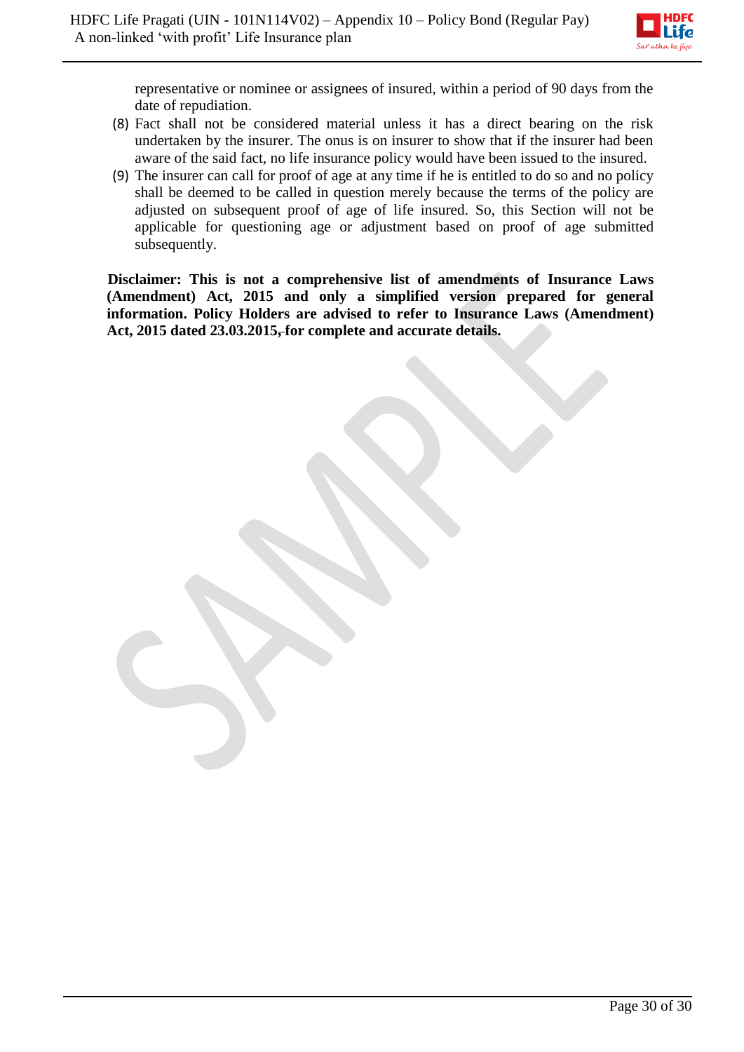representative or nominee or assignees of insured, within a period of 90 days from the date of repudiation.

(8) Fact shall not be considered material unless it has a direct bearing on the risk undertaken by the insurer. The onus is on insurer to show that if the insurer had been aware of the said fact, no life insurance policy would have been issued to the insured.

(9) The insurer can call for proof of age at any time if he is entitled to do so and no policy shall be deemed to be called in question merely because the terms of the policy are adjusted on subsequent proof of age of life insured. So, this Section will not be applicable for questioning age or adjustment based on proof of age submitted subsequently.

**Disclaimer: This is not a comprehensive list of amendments of Insurance Laws (Amendment) Act, 2015 and only a simplified version prepared for general information. Policy Holders are advised to refer to Insurance Laws (Amendment) Act, 2015 dated 23.03.2015, for complete and accurate details.**